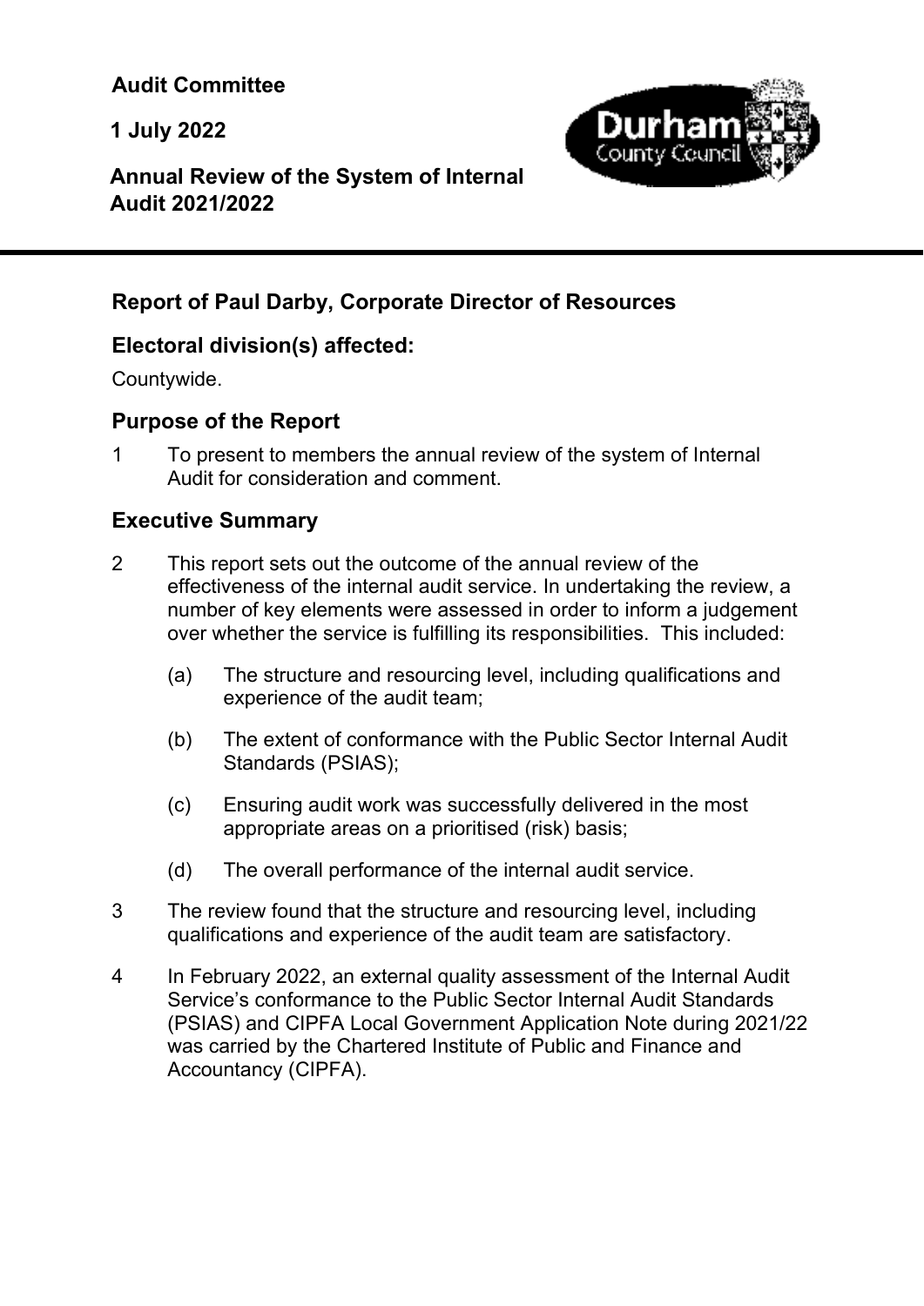**Audit Committee**

**1 July 2022**

**Annual Review of the System of Internal Audit 2021/2022**

## Report of Paul Darby, Corporate Director of Resources

### Electoral division(s) affected:

Countywide.

### Purpose of the Report

1 To present to members the annual review of the system of Internal Audit for consideration and comment.

### Executive Summary

2 This report sets out the outcome of the annual review of the effectiveness of the internal audit service. In undertaking the review, a number of key elements were assessed in order to inform a judgement over whether the service is fulfilling its responsibilities. This included:

(a) The structure and resourcing level, including qualifications and experience of the audit team;

(b) The extent of conformance with the Public Sector Internal Audit Standards (PSIAS);

(c) Ensuring audit work was successfully delivered in the most appropriate areas on a prioritised (risk) basis;

(d) The overall performance of the internal audit service.

3 The review found that the structure and resourcing level, including qualifications and experience of the audit team are satisfactory.

4 In February 2022, an external quality assessment of the Internal Audit Service's conformance to the Public Sector Internal Audit Standards (PSIAS) and CIPFA Local Government Application Note during 2021/22 was carried by the Chartered Institute of Public and Finance and Accountancy (CIPFA).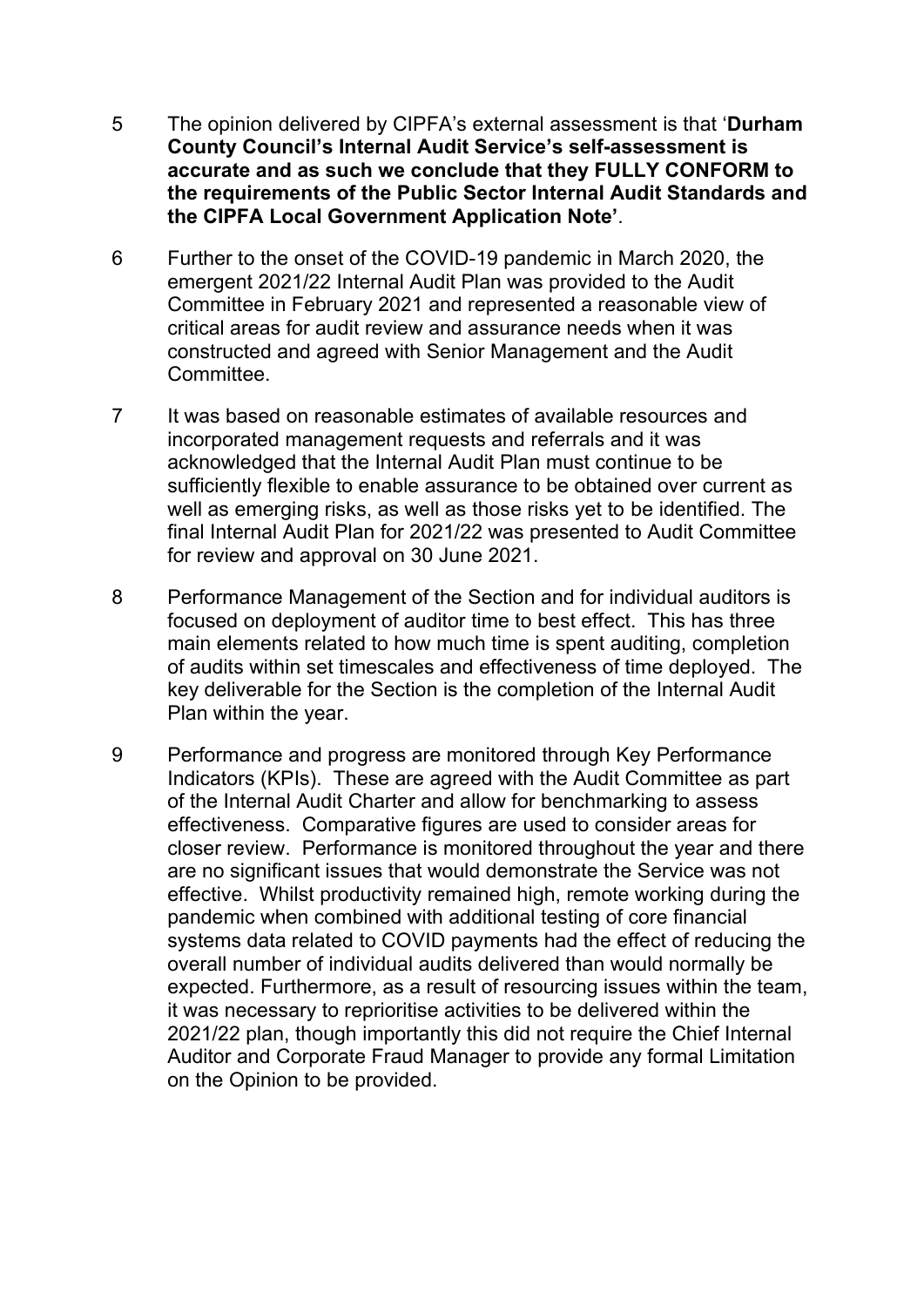5 The opinion delivered by CIPFA's external assessment is that '**Durham County Council's Internal Audit Service's self-assessment is accurate and as such we conclude that they FULLY CONFORM to the requirements of the Public Sector Internal Audit Standards and the CIPFA Local Government Application Note'**.

6 Further to the onset of the COVID-19 pandemic in March 2020, the emergent 2021/22 Internal Audit Plan was provided to the Audit Committee in February 2021 and represented a reasonable view of critical areas for audit review and assurance needs when it was constructed and agreed with Senior Management and the Audit Committee.

7 It was based on reasonable estimates of available resources and incorporated management requests and referrals and it was acknowledged that the Internal Audit Plan must continue to be sufficiently flexible to enable assurance to be obtained over current as well as emerging risks, as well as those risks yet to be identified. The final Internal Audit Plan for 2021/22 was presented to Audit Committee for review and approval on 30 June 2021.

8 Performance Management of the Section and for individual auditors is focused on deployment of auditor time to best effect. This has three main elements related to how much time is spent auditing, completion of audits within set timescales and effectiveness of time deployed. The key deliverable for the Section is the completion of the Internal Audit Plan within the year.

9 Performance and progress are monitored through Key Performance Indicators (KPIs). These are agreed with the Audit Committee as part of the Internal Audit Charter and allow for benchmarking to assess effectiveness. Comparative figures are used to consider areas for closer review. Performance is monitored throughout the year and there are no significant issues that would demonstrate the Service was not effective. Whilst productivity remained high, remote working during the pandemic when combined with additional testing of core financial systems data related to COVID payments had the effect of reducing the overall number of individual audits delivered than would normally be expected. Furthermore, as a result of resourcing issues within the team, it was necessary to reprioritise activities to be delivered within the 2021/22 plan, though importantly this did not require the Chief Internal Auditor and Corporate Fraud Manager to provide any formal Limitation on the Opinion to be provided.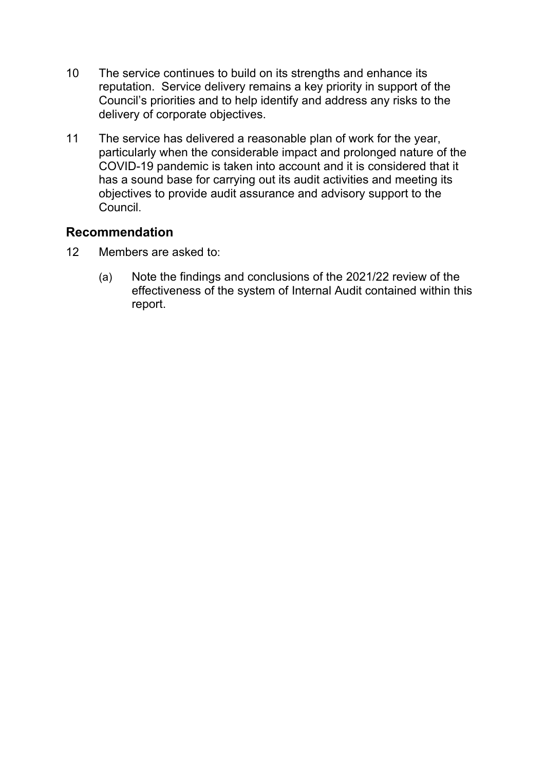10 The service continues to build on its strengths and enhance its reputation. Service delivery remains a key priority in support of the Council's priorities and to help identify and address any risks to the delivery of corporate objectives.

11 The service has delivered a reasonable plan of work for the year, particularly when the considerable impact and prolonged nature of the COVID-19 pandemic is taken into account and it is considered that it has a sound base for carrying out its audit activities and meeting its objectives to provide audit assurance and advisory support to the Council.

## Recommendation

12 Members are asked to:

(a) Note the findings and conclusions of the 2021/22 review of the effectiveness of the system of Internal Audit contained within this report.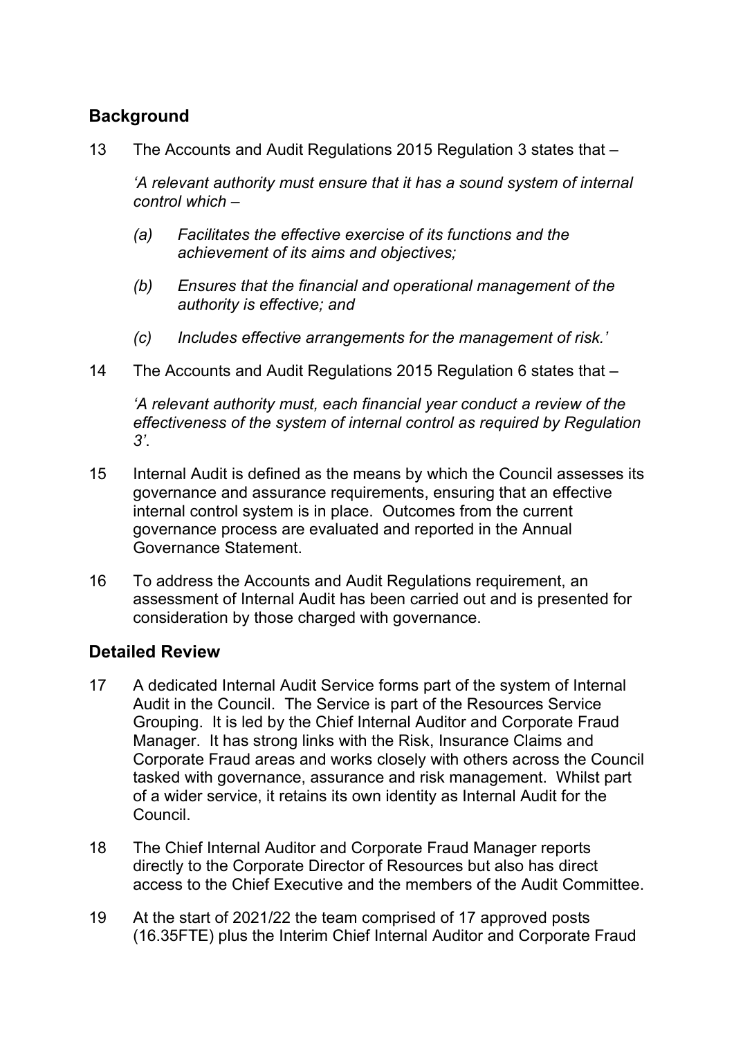## Background

13 The Accounts and Audit Regulations 2015 Regulation 3 states that –

*'A relevant authority must ensure that it has a sound system of internal control which –*

*(a) Facilitates the effective exercise of its functions and the achievement of its aims and objectives;*

*(b) Ensures that the financial and operational management of the authority is effective; and*

*(c) Includes effective arrangements for the management of risk.'*

14 The Accounts and Audit Regulations 2015 Regulation 6 states that –

*'A relevant authority must, each financial year conduct a review of the effectiveness of the system of internal control as required by Regulation 3'.*

15 Internal Audit is defined as the means by which the Council assesses its governance and assurance requirements, ensuring that an effective internal control system is in place. Outcomes from the current governance process are evaluated and reported in the Annual Governance Statement.

16 To address the Accounts and Audit Regulations requirement, an assessment of Internal Audit has been carried out and is presented for consideration by those charged with governance.

## Detailed Review

17 A dedicated Internal Audit Service forms part of the system of Internal Audit in the Council. The Service is part of the Resources Service Grouping. It is led by the Chief Internal Auditor and Corporate Fraud Manager. It has strong links with the Risk, Insurance Claims and Corporate Fraud areas and works closely with others across the Council tasked with governance, assurance and risk management. Whilst part of a wider service, it retains its own identity as Internal Audit for the Council.

18 The Chief Internal Auditor and Corporate Fraud Manager reports directly to the Corporate Director of Resources but also has direct access to the Chief Executive and the members of the Audit Committee.

19 At the start of 2021/22 the team comprised of 17 approved posts (16.35FTE) plus the Interim Chief Internal Auditor and Corporate Fraud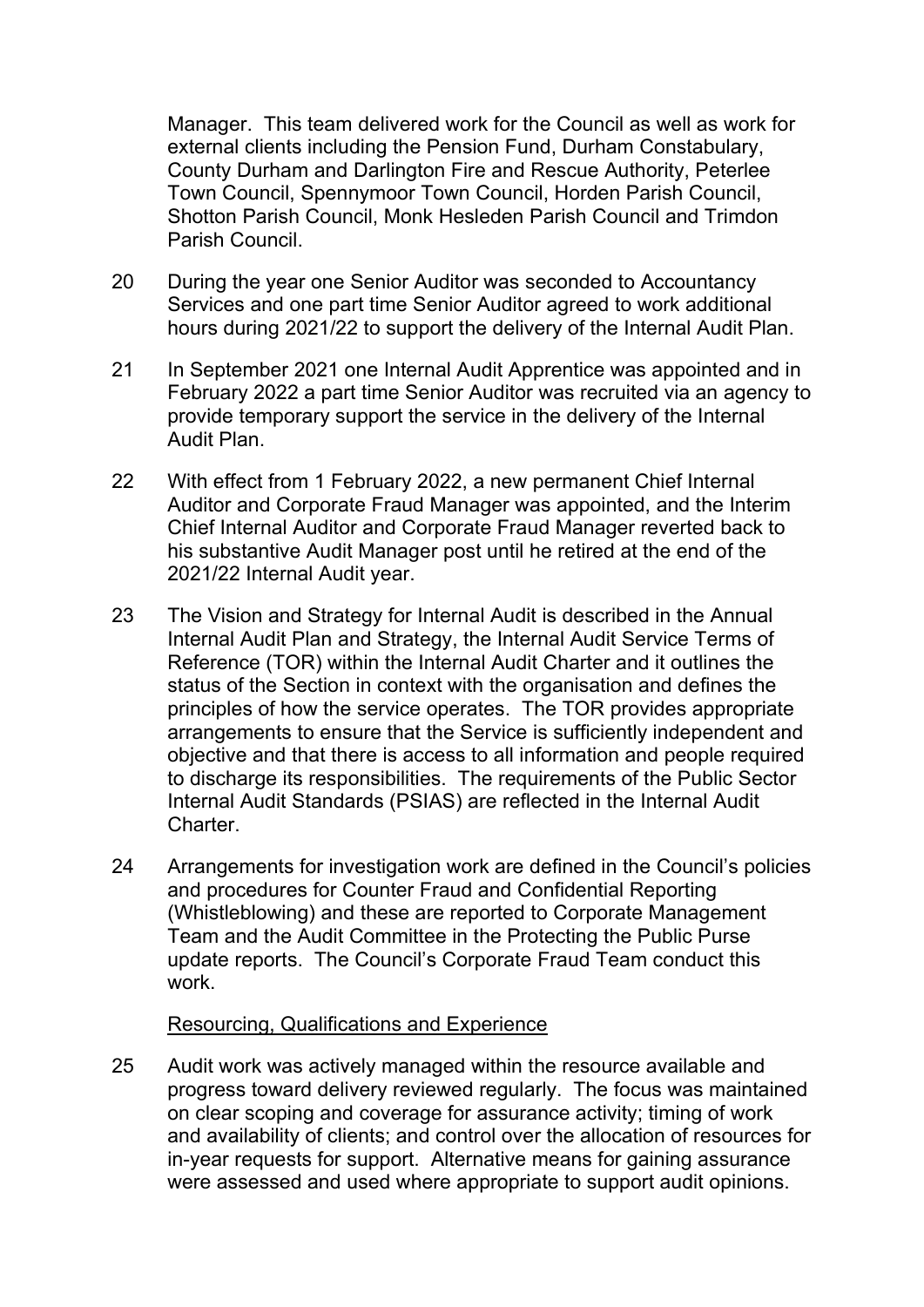Manager. This team delivered work for the Council as well as work for external clients including the Pension Fund, Durham Constabulary, County Durham and Darlington Fire and Rescue Authority, Peterlee Town Council, Spennymoor Town Council, Horden Parish Council, Shotton Parish Council, Monk Hesleden Parish Council and Trimdon Parish Council.

20 During the year one Senior Auditor was seconded to Accountancy Services and one part time Senior Auditor agreed to work additional hours during 2021/22 to support the delivery of the Internal Audit Plan.

21 In September 2021 one Internal Audit Apprentice was appointed and in February 2022 a part time Senior Auditor was recruited via an agency to provide temporary support the service in the delivery of the Internal Audit Plan.

22 With effect from 1 February 2022, a new permanent Chief Internal Auditor and Corporate Fraud Manager was appointed, and the Interim Chief Internal Auditor and Corporate Fraud Manager reverted back to his substantive Audit Manager post until he retired at the end of the 2021/22 Internal Audit year.

23 The Vision and Strategy for Internal Audit is described in the Annual Internal Audit Plan and Strategy, the Internal Audit Service Terms of Reference (TOR) within the Internal Audit Charter and it outlines the status of the Section in context with the organisation and defines the principles of how the service operates. The TOR provides appropriate arrangements to ensure that the Service is sufficiently independent and objective and that there is access to all information and people required to discharge its responsibilities. The requirements of the Public Sector Internal Audit Standards (PSIAS) are reflected in the Internal Audit Charter.

24 Arrangements for investigation work are defined in the Council's policies and procedures for Counter Fraud and Confidential Reporting (Whistleblowing) and these are reported to Corporate Management Team and the Audit Committee in the Protecting the Public Purse update reports. The Council's Corporate Fraud Team conduct this work.

### Resourcing, Qualifications and Experience

25 Audit work was actively managed within the resource available and progress toward delivery reviewed regularly. The focus was maintained on clear scoping and coverage for assurance activity; timing of work and availability of clients; and control over the allocation of resources for in-year requests for support. Alternative means for gaining assurance were assessed and used where appropriate to support audit opinions.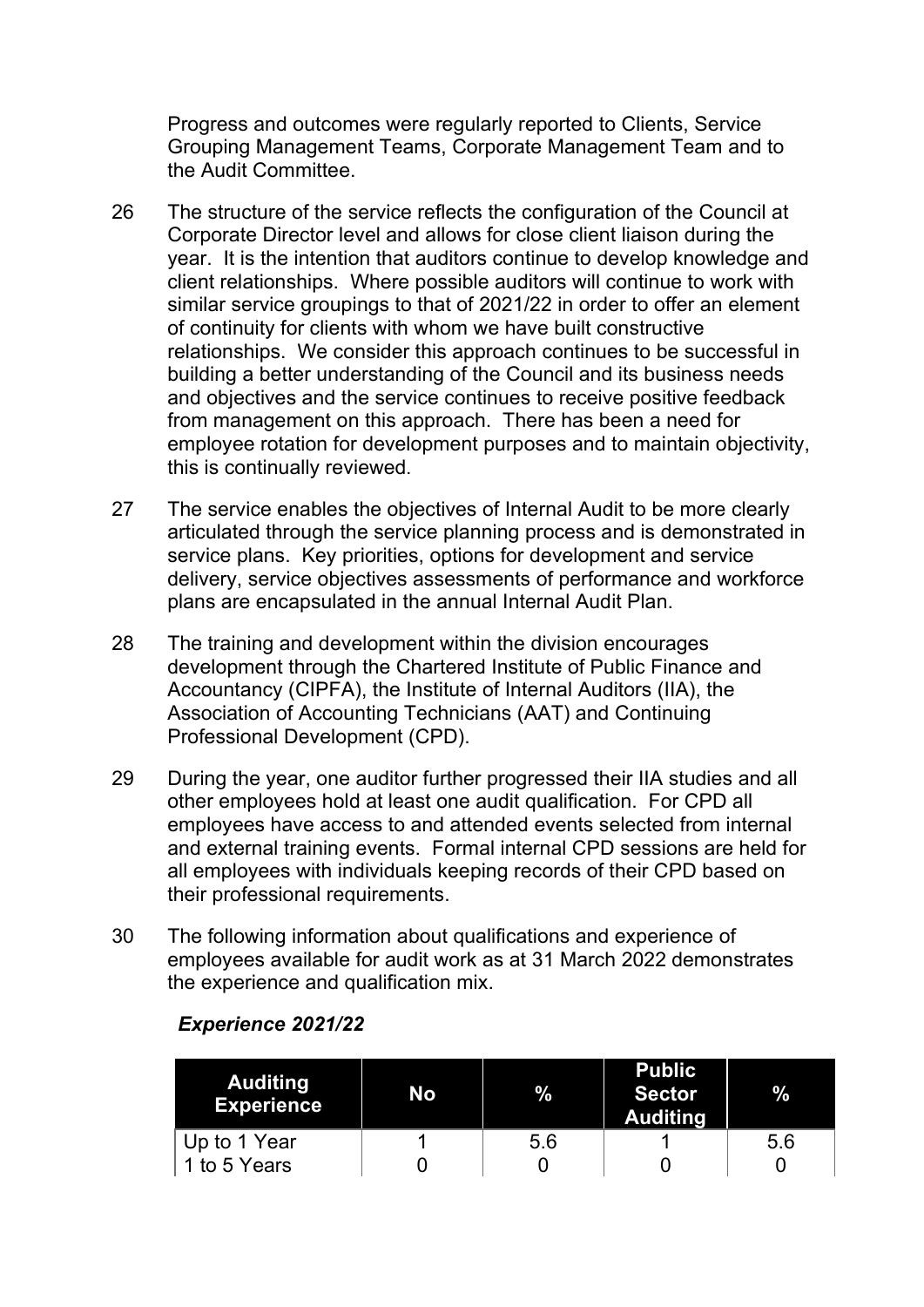Progress and outcomes were regularly reported to Clients, Service Grouping Management Teams, Corporate Management Team and to the Audit Committee.

26 The structure of the service reflects the configuration of the Council at Corporate Director level and allows for close client liaison during the year. It is the intention that auditors continue to develop knowledge and client relationships. Where possible auditors will continue to work with similar service groupings to that of 2021/22 in order to offer an element of continuity for clients with whom we have built constructive relationships. We consider this approach continues to be successful in building a better understanding of the Council and its business needs and objectives and the service continues to receive positive feedback from management on this approach. There has been a need for employee rotation for development purposes and to maintain objectivity, this is continually reviewed.

27 The service enables the objectives of Internal Audit to be more clearly articulated through the service planning process and is demonstrated in service plans. Key priorities, options for development and service delivery, service objectives assessments of performance and workforce plans are encapsulated in the annual Internal Audit Plan.

28 The training and development within the division encourages development through the Chartered Institute of Public Finance and Accountancy (CIPFA), the Institute of Internal Auditors (IIA), the Association of Accounting Technicians (AAT) and Continuing Professional Development (CPD).

29 During the year, one auditor further progressed their IIA studies and all other employees hold at least one audit qualification. For CPD all employees have access to and attended events selected from internal and external training events. Formal internal CPD sessions are held for all employees with individuals keeping records of their CPD based on their professional requirements.

30 The following information about qualifications and experience of employees available for audit work as at 31 March 2022 demonstrates the experience and qualification mix.

***Experience 2021/22***

| Auditing Experience | No | % | Public Sector Auditing | % |
|---|---|---|---|---|
| Up to 1 Year | 1 | 5.6 | 1 | 5.6 |
| 1 to 5 Years | 0 | 0 | 0 | 0 |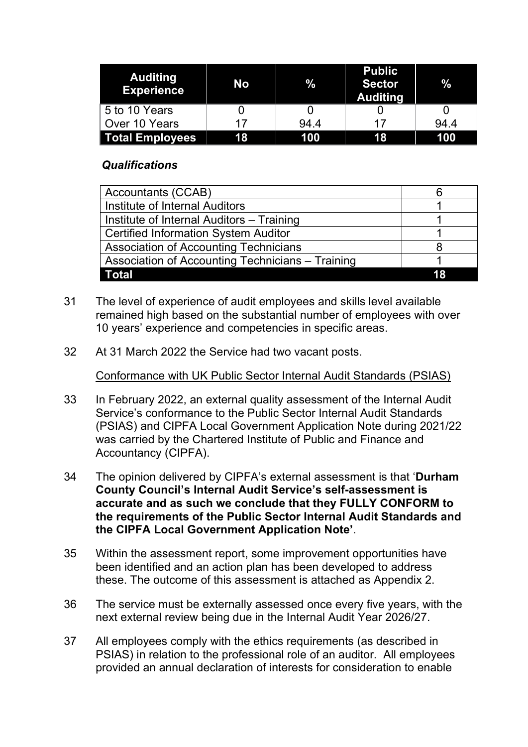| Auditing Experience | No | % | Public Sector Auditing | % |
|---|---|---|---|---|
| 5 to 10 Years | 0 | 0 | 0 | 0 |
| Over 10 Years | 17 | 94.4 | 17 | 94.4 |
| **Total Employees** | **18** | **100** | **18** | **100** |

***Qualifications***

| Accountants (CCAB) | 6 |
|---|---|
| Institute of Internal Auditors | 1 |
| Institute of Internal Auditors – Training | 1 |
| Certified Information System Auditor | 1 |
| Association of Accounting Technicians | 8 |
| Association of Accounting Technicians – Training | 1 |
| **Total** | **18** |

31 The level of experience of audit employees and skills level available remained high based on the substantial number of employees with over 10 years' experience and competencies in specific areas.

32 At 31 March 2022 the Service had two vacant posts.

Conformance with UK Public Sector Internal Audit Standards (PSIAS)

33 In February 2022, an external quality assessment of the Internal Audit Service's conformance to the Public Sector Internal Audit Standards (PSIAS) and CIPFA Local Government Application Note during 2021/22 was carried by the Chartered Institute of Public and Finance and Accountancy (CIPFA).

34 The opinion delivered by CIPFA's external assessment is that '**Durham County Council's Internal Audit Service's self-assessment is accurate and as such we conclude that they FULLY CONFORM to the requirements of the Public Sector Internal Audit Standards and the CIPFA Local Government Application Note'**.

35 Within the assessment report, some improvement opportunities have been identified and an action plan has been developed to address these. The outcome of this assessment is attached as Appendix 2.

36 The service must be externally assessed once every five years, with the next external review being due in the Internal Audit Year 2026/27.

37 All employees comply with the ethics requirements (as described in PSIAS) in relation to the professional role of an auditor. All employees provided an annual declaration of interests for consideration to enable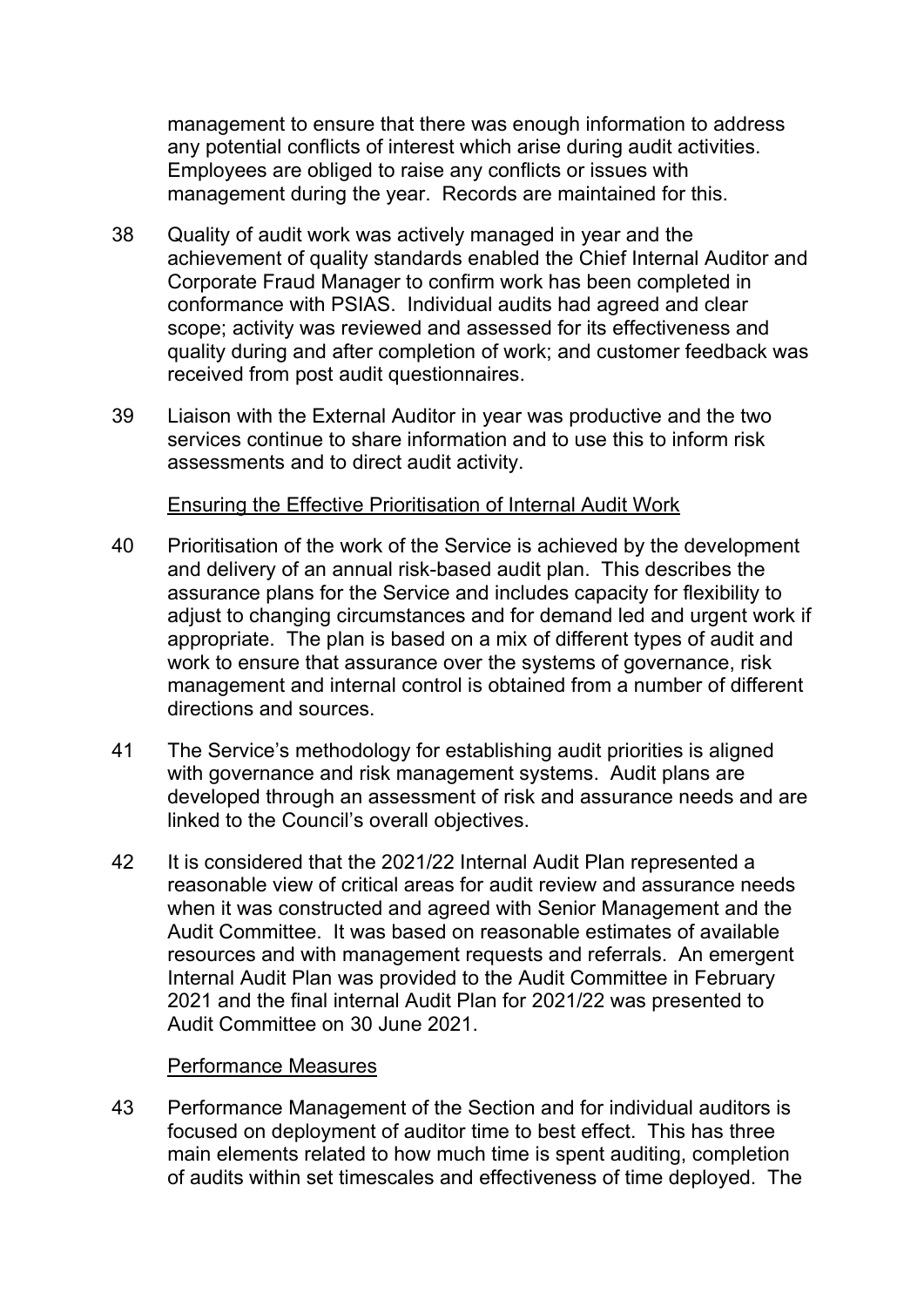management to ensure that there was enough information to address any potential conflicts of interest which arise during audit activities. Employees are obliged to raise any conflicts or issues with management during the year. Records are maintained for this.

38 Quality of audit work was actively managed in year and the achievement of quality standards enabled the Chief Internal Auditor and Corporate Fraud Manager to confirm work has been completed in conformance with PSIAS. Individual audits had agreed and clear scope; activity was reviewed and assessed for its effectiveness and quality during and after completion of work; and customer feedback was received from post audit questionnaires.

39 Liaison with the External Auditor in year was productive and the two services continue to share information and to use this to inform risk assessments and to direct audit activity.

Ensuring the Effective Prioritisation of Internal Audit Work

40 Prioritisation of the work of the Service is achieved by the development and delivery of an annual risk-based audit plan. This describes the assurance plans for the Service and includes capacity for flexibility to adjust to changing circumstances and for demand led and urgent work if appropriate. The plan is based on a mix of different types of audit and work to ensure that assurance over the systems of governance, risk management and internal control is obtained from a number of different directions and sources.

41 The Service's methodology for establishing audit priorities is aligned with governance and risk management systems. Audit plans are developed through an assessment of risk and assurance needs and are linked to the Council's overall objectives.

42 It is considered that the 2021/22 Internal Audit Plan represented a reasonable view of critical areas for audit review and assurance needs when it was constructed and agreed with Senior Management and the Audit Committee. It was based on reasonable estimates of available resources and with management requests and referrals. An emergent Internal Audit Plan was provided to the Audit Committee in February 2021 and the final internal Audit Plan for 2021/22 was presented to Audit Committee on 30 June 2021.

Performance Measures

43 Performance Management of the Section and for individual auditors is focused on deployment of auditor time to best effect. This has three main elements related to how much time is spent auditing, completion of audits within set timescales and effectiveness of time deployed. The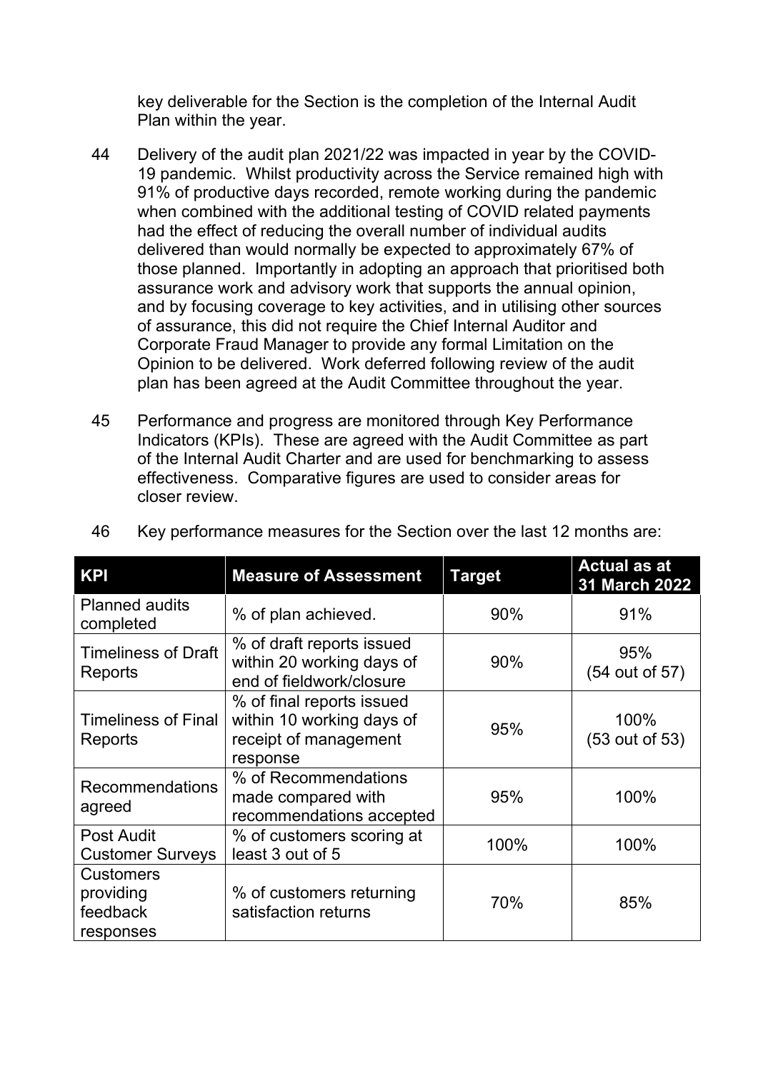key deliverable for the Section is the completion of the Internal Audit Plan within the year.

44 Delivery of the audit plan 2021/22 was impacted in year by the COVID-19 pandemic. Whilst productivity across the Service remained high with 91% of productive days recorded, remote working during the pandemic when combined with the additional testing of COVID related payments had the effect of reducing the overall number of individual audits delivered than would normally be expected to approximately 67% of those planned. Importantly in adopting an approach that prioritised both assurance work and advisory work that supports the annual opinion, and by focusing coverage to key activities, and in utilising other sources of assurance, this did not require the Chief Internal Auditor and Corporate Fraud Manager to provide any formal Limitation on the Opinion to be delivered. Work deferred following review of the audit plan has been agreed at the Audit Committee throughout the year.

45 Performance and progress are monitored through Key Performance Indicators (KPIs). These are agreed with the Audit Committee as part of the Internal Audit Charter and are used for benchmarking to assess effectiveness. Comparative figures are used to consider areas for closer review.

46 Key performance measures for the Section over the last 12 months are:

| KPI | Measure of Assessment | Target | Actual as at 31 March 2022 |
|---|---|---|---|
| Planned audits completed | % of plan achieved. | 90% | 91% |
| Timeliness of Draft Reports | % of draft reports issued within 20 working days of end of fieldwork/closure | 90% | 95% (54 out of 57) |
| Timeliness of Final Reports | % of final reports issued within 10 working days of receipt of management response | 95% | 100% (53 out of 53) |
| Recommendations agreed | % of Recommendations made compared with recommendations accepted | 95% | 100% |
| Post Audit Customer Surveys | % of customers scoring at least 3 out of 5 | 100% | 100% |
| Customers providing feedback responses | % of customers returning satisfaction returns | 70% | 85% |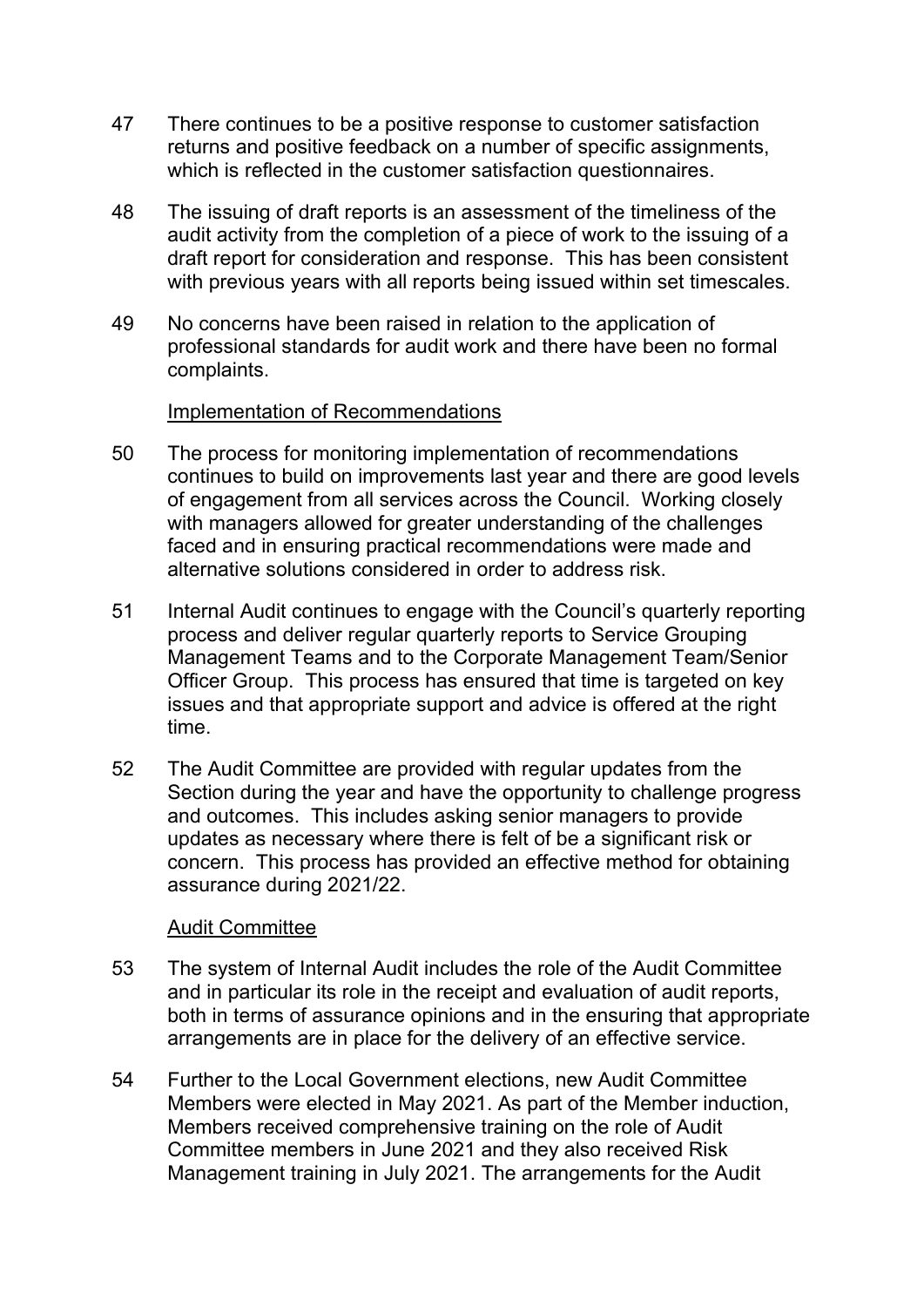47 There continues to be a positive response to customer satisfaction returns and positive feedback on a number of specific assignments, which is reflected in the customer satisfaction questionnaires.

48 The issuing of draft reports is an assessment of the timeliness of the audit activity from the completion of a piece of work to the issuing of a draft report for consideration and response. This has been consistent with previous years with all reports being issued within set timescales.

49 No concerns have been raised in relation to the application of professional standards for audit work and there have been no formal complaints.

Implementation of Recommendations

50 The process for monitoring implementation of recommendations continues to build on improvements last year and there are good levels of engagement from all services across the Council. Working closely with managers allowed for greater understanding of the challenges faced and in ensuring practical recommendations were made and alternative solutions considered in order to address risk.

51 Internal Audit continues to engage with the Council's quarterly reporting process and deliver regular quarterly reports to Service Grouping Management Teams and to the Corporate Management Team/Senior Officer Group. This process has ensured that time is targeted on key issues and that appropriate support and advice is offered at the right time.

52 The Audit Committee are provided with regular updates from the Section during the year and have the opportunity to challenge progress and outcomes. This includes asking senior managers to provide updates as necessary where there is felt of be a significant risk or concern. This process has provided an effective method for obtaining assurance during 2021/22.

Audit Committee

53 The system of Internal Audit includes the role of the Audit Committee and in particular its role in the receipt and evaluation of audit reports, both in terms of assurance opinions and in the ensuring that appropriate arrangements are in place for the delivery of an effective service.

54 Further to the Local Government elections, new Audit Committee Members were elected in May 2021. As part of the Member induction, Members received comprehensive training on the role of Audit Committee members in June 2021 and they also received Risk Management training in July 2021. The arrangements for the Audit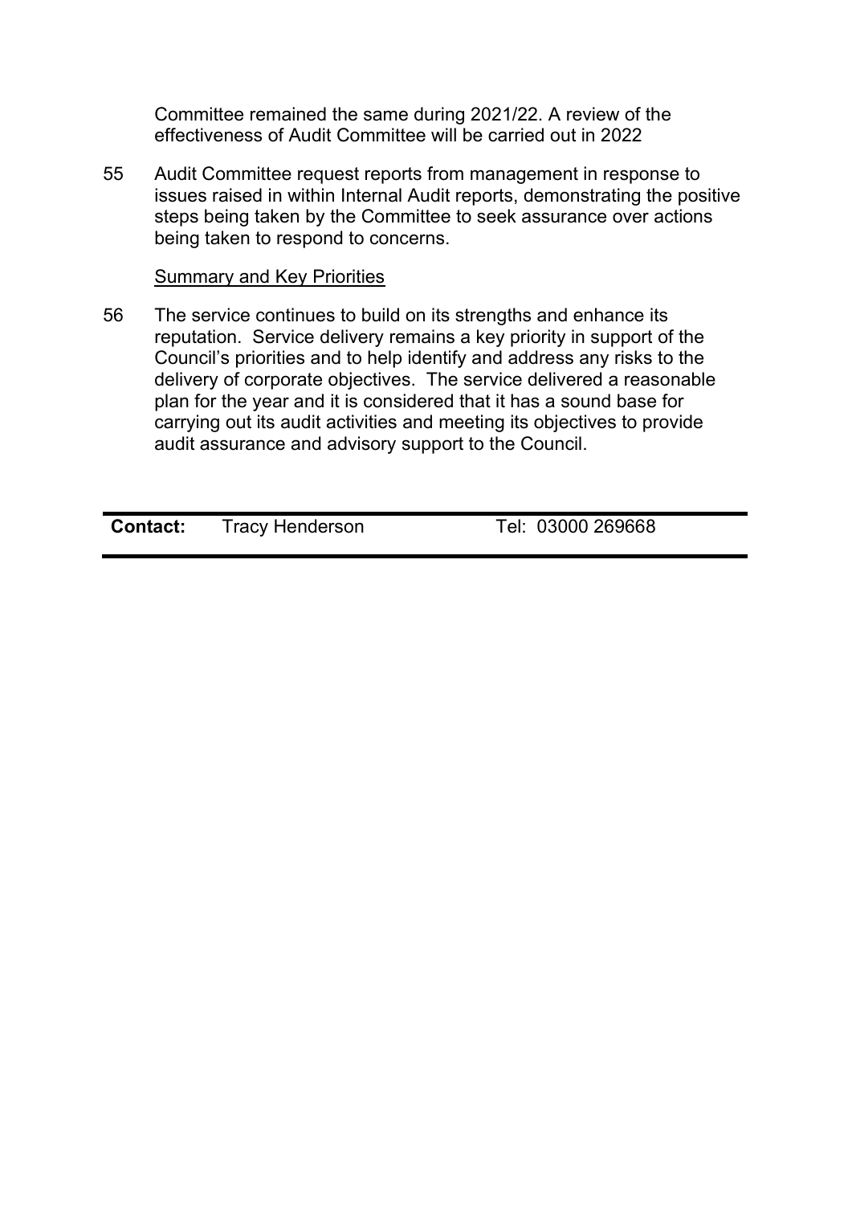Committee remained the same during 2021/22. A review of the effectiveness of Audit Committee will be carried out in 2022

55 Audit Committee request reports from management in response to issues raised in within Internal Audit reports, demonstrating the positive steps being taken by the Committee to seek assurance over actions being taken to respond to concerns.

Summary and Key Priorities

56 The service continues to build on its strengths and enhance its reputation. Service delivery remains a key priority in support of the Council's priorities and to help identify and address any risks to the delivery of corporate objectives. The service delivered a reasonable plan for the year and it is considered that it has a sound base for carrying out its audit activities and meeting its objectives to provide audit assurance and advisory support to the Council.

| **Contact:** | Tracy Henderson | Tel: 03000 269668 |
|---|---|---|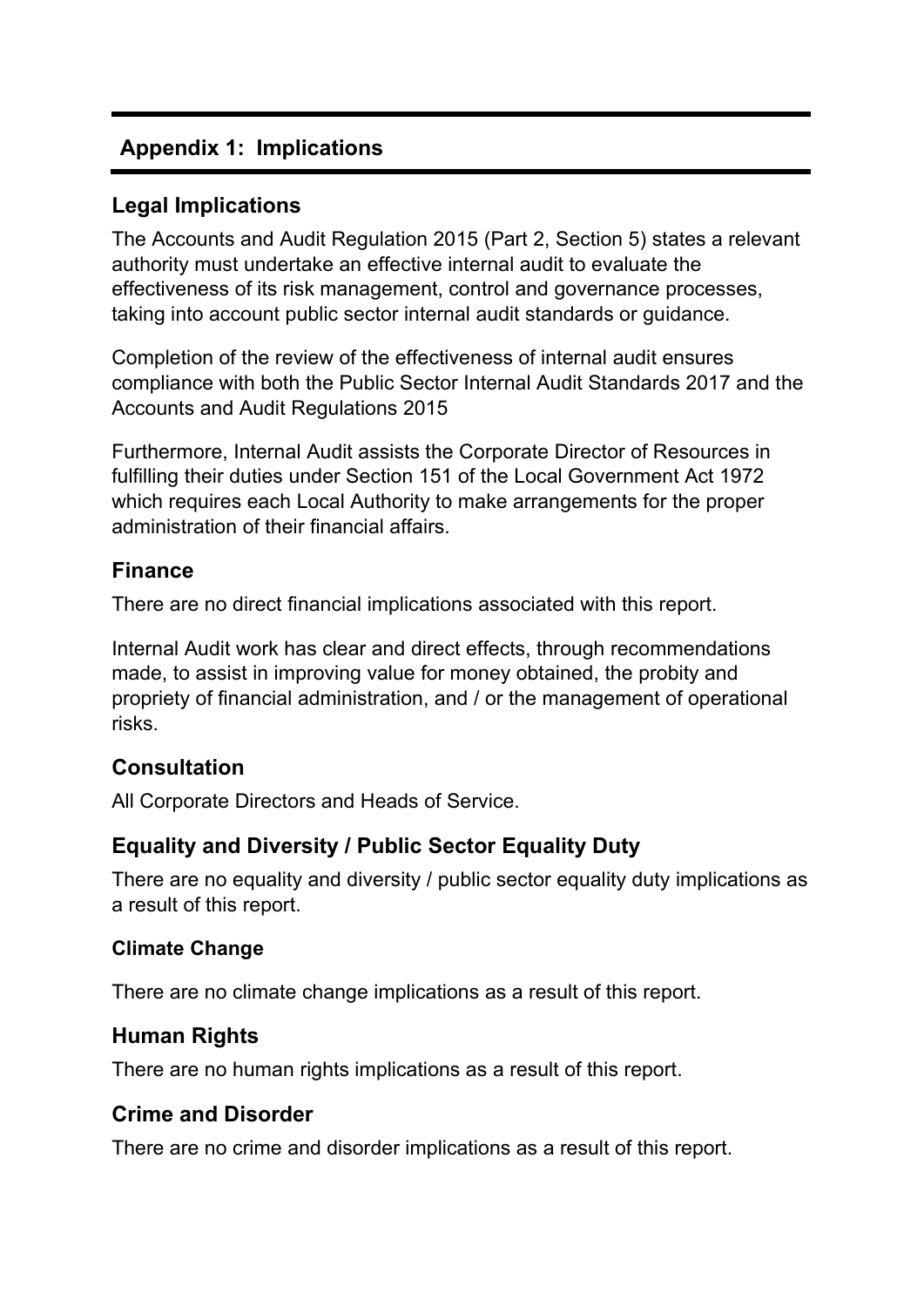## Appendix 1: Implications

### Legal Implications

The Accounts and Audit Regulation 2015 (Part 2, Section 5) states a relevant authority must undertake an effective internal audit to evaluate the effectiveness of its risk management, control and governance processes, taking into account public sector internal audit standards or guidance.

Completion of the review of the effectiveness of internal audit ensures compliance with both the Public Sector Internal Audit Standards 2017 and the Accounts and Audit Regulations 2015

Furthermore, Internal Audit assists the Corporate Director of Resources in fulfilling their duties under Section 151 of the Local Government Act 1972 which requires each Local Authority to make arrangements for the proper administration of their financial affairs.

### Finance

There are no direct financial implications associated with this report.

Internal Audit work has clear and direct effects, through recommendations made, to assist in improving value for money obtained, the probity and propriety of financial administration, and / or the management of operational risks.

### Consultation

All Corporate Directors and Heads of Service.

### Equality and Diversity / Public Sector Equality Duty

There are no equality and diversity / public sector equality duty implications as a result of this report.

#### Climate Change

There are no climate change implications as a result of this report.

### Human Rights

There are no human rights implications as a result of this report.

### Crime and Disorder

There are no crime and disorder implications as a result of this report.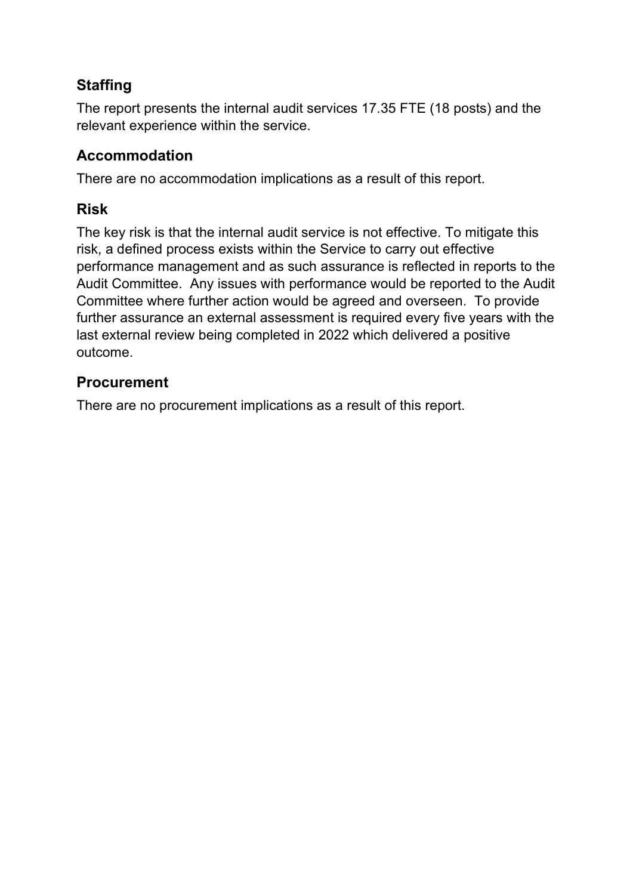## Staffing

The report presents the internal audit services 17.35 FTE (18 posts) and the relevant experience within the service.

## Accommodation

There are no accommodation implications as a result of this report.

## Risk

The key risk is that the internal audit service is not effective. To mitigate this risk, a defined process exists within the Service to carry out effective performance management and as such assurance is reflected in reports to the Audit Committee. Any issues with performance would be reported to the Audit Committee where further action would be agreed and overseen. To provide further assurance an external assessment is required every five years with the last external review being completed in 2022 which delivered a positive outcome.

## Procurement

There are no procurement implications as a result of this report.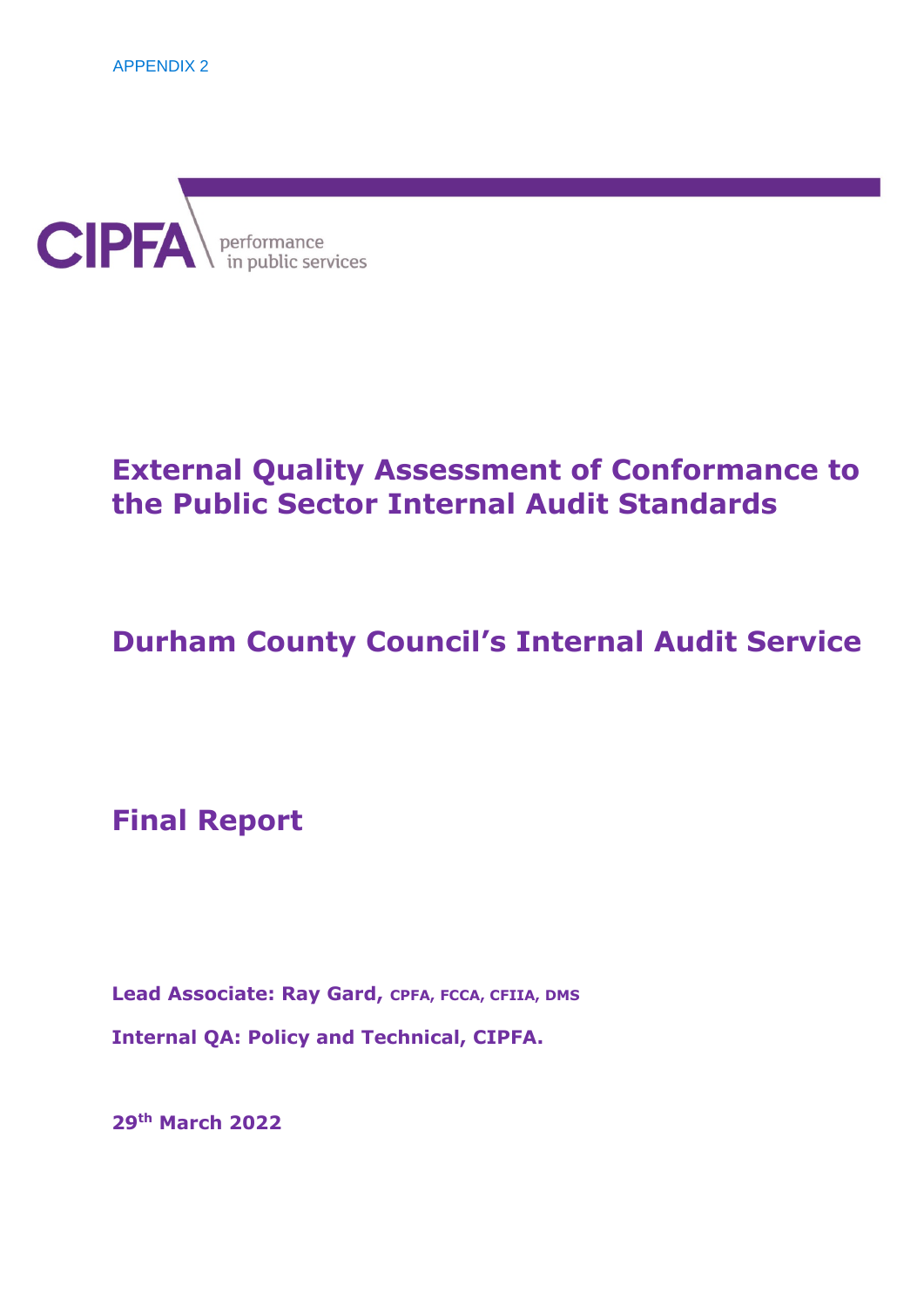APPENDIX 2

CIPFA performance in public services

# External Quality Assessment of Conformance to the Public Sector Internal Audit Standards

# Durham County Council's Internal Audit Service

# Final Report

**Lead Associate: Ray Gard, CPFA, FCCA, CFIIA, DMS**

**Internal QA: Policy and Technical, CIPFA.**

**29th March 2022**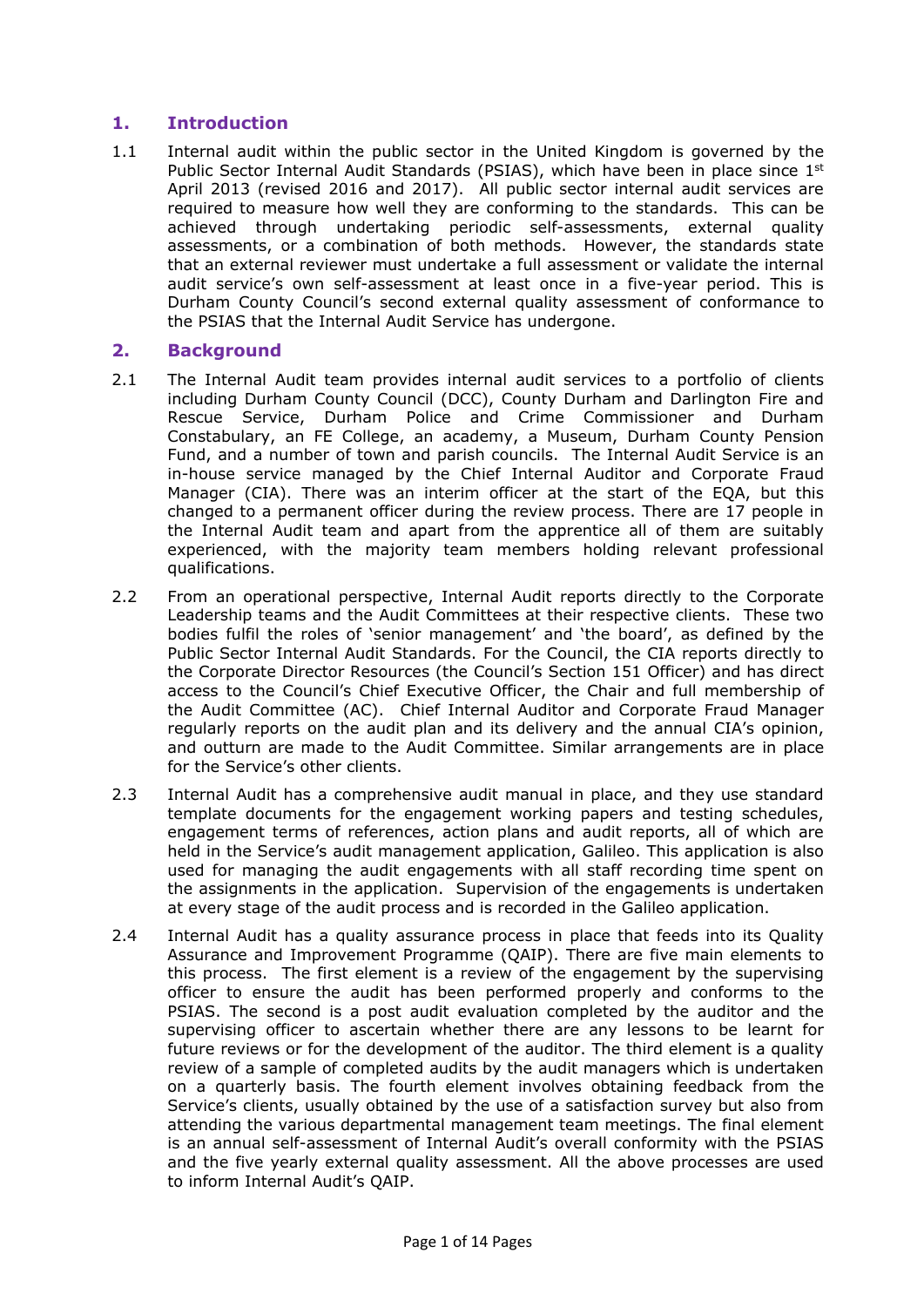## 1. Introduction

1.1 Internal audit within the public sector in the United Kingdom is governed by the Public Sector Internal Audit Standards (PSIAS), which have been in place since 1st April 2013 (revised 2016 and 2017). All public sector internal audit services are required to measure how well they are conforming to the standards. This can be achieved through undertaking periodic self-assessments, external quality assessments, or a combination of both methods. However, the standards state that an external reviewer must undertake a full assessment or validate the internal audit service's own self-assessment at least once in a five-year period. This is Durham County Council's second external quality assessment of conformance to the PSIAS that the Internal Audit Service has undergone.

## 2. Background

2.1 The Internal Audit team provides internal audit services to a portfolio of clients including Durham County Council (DCC), County Durham and Darlington Fire and Rescue Service, Durham Police and Crime Commissioner and Durham Constabulary, an FE College, an academy, a Museum, Durham County Pension Fund, and a number of town and parish councils. The Internal Audit Service is an in-house service managed by the Chief Internal Auditor and Corporate Fraud Manager (CIA). There was an interim officer at the start of the EQA, but this changed to a permanent officer during the review process. There are 17 people in the Internal Audit team and apart from the apprentice all of them are suitably experienced, with the majority team members holding relevant professional qualifications.

2.2 From an operational perspective, Internal Audit reports directly to the Corporate Leadership teams and the Audit Committees at their respective clients. These two bodies fulfil the roles of 'senior management' and 'the board', as defined by the Public Sector Internal Audit Standards. For the Council, the CIA reports directly to the Corporate Director Resources (the Council's Section 151 Officer) and has direct access to the Council's Chief Executive Officer, the Chair and full membership of the Audit Committee (AC). Chief Internal Auditor and Corporate Fraud Manager regularly reports on the audit plan and its delivery and the annual CIA's opinion, and outturn are made to the Audit Committee. Similar arrangements are in place for the Service's other clients.

2.3 Internal Audit has a comprehensive audit manual in place, and they use standard template documents for the engagement working papers and testing schedules, engagement terms of references, action plans and audit reports, all of which are held in the Service's audit management application, Galileo. This application is also used for managing the audit engagements with all staff recording time spent on the assignments in the application. Supervision of the engagements is undertaken at every stage of the audit process and is recorded in the Galileo application.

2.4 Internal Audit has a quality assurance process in place that feeds into its Quality Assurance and Improvement Programme (QAIP). There are five main elements to this process. The first element is a review of the engagement by the supervising officer to ensure the audit has been performed properly and conforms to the PSIAS. The second is a post audit evaluation completed by the auditor and the supervising officer to ascertain whether there are any lessons to be learnt for future reviews or for the development of the auditor. The third element is a quality review of a sample of completed audits by the audit managers which is undertaken on a quarterly basis. The fourth element involves obtaining feedback from the Service's clients, usually obtained by the use of a satisfaction survey but also from attending the various departmental management team meetings. The final element is an annual self-assessment of Internal Audit's overall conformity with the PSIAS and the five yearly external quality assessment. All the above processes are used to inform Internal Audit's QAIP.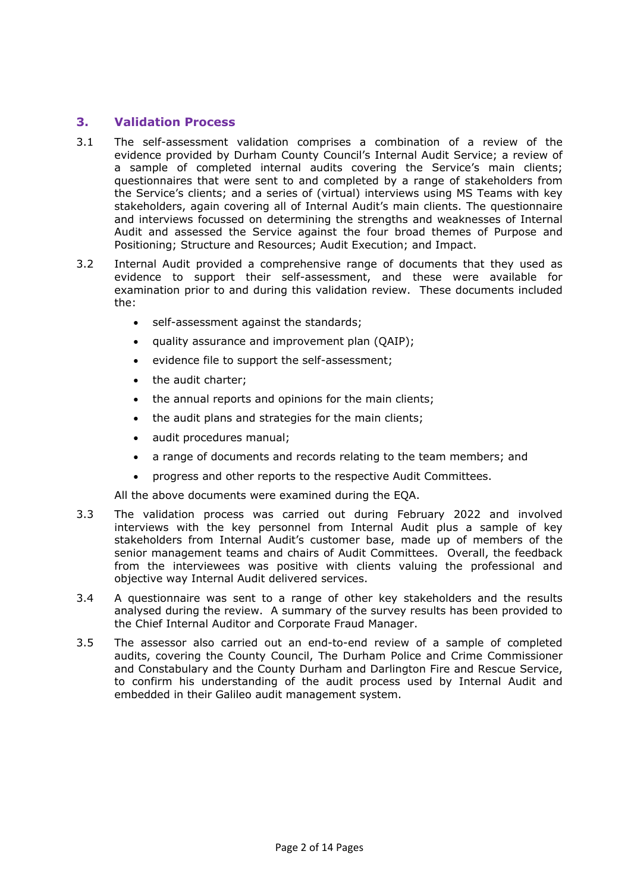## 3. Validation Process

3.1 The self-assessment validation comprises a combination of a review of the evidence provided by Durham County Council's Internal Audit Service; a review of a sample of completed internal audits covering the Service's main clients; questionnaires that were sent to and completed by a range of stakeholders from the Service's clients; and a series of (virtual) interviews using MS Teams with key stakeholders, again covering all of Internal Audit's main clients. The questionnaire and interviews focussed on determining the strengths and weaknesses of Internal Audit and assessed the Service against the four broad themes of Purpose and Positioning; Structure and Resources; Audit Execution; and Impact.

3.2 Internal Audit provided a comprehensive range of documents that they used as evidence to support their self-assessment, and these were available for examination prior to and during this validation review. These documents included the:

- self-assessment against the standards;
- quality assurance and improvement plan (QAIP);
- evidence file to support the self-assessment;
- the audit charter;
- the annual reports and opinions for the main clients;
- the audit plans and strategies for the main clients;
- audit procedures manual;
- a range of documents and records relating to the team members; and
- progress and other reports to the respective Audit Committees.

All the above documents were examined during the EQA.

3.3 The validation process was carried out during February 2022 and involved interviews with the key personnel from Internal Audit plus a sample of key stakeholders from Internal Audit's customer base, made up of members of the senior management teams and chairs of Audit Committees. Overall, the feedback from the interviewees was positive with clients valuing the professional and objective way Internal Audit delivered services.

3.4 A questionnaire was sent to a range of other key stakeholders and the results analysed during the review. A summary of the survey results has been provided to the Chief Internal Auditor and Corporate Fraud Manager.

3.5 The assessor also carried out an end-to-end review of a sample of completed audits, covering the County Council, The Durham Police and Crime Commissioner and Constabulary and the County Durham and Darlington Fire and Rescue Service, to confirm his understanding of the audit process used by Internal Audit and embedded in their Galileo audit management system.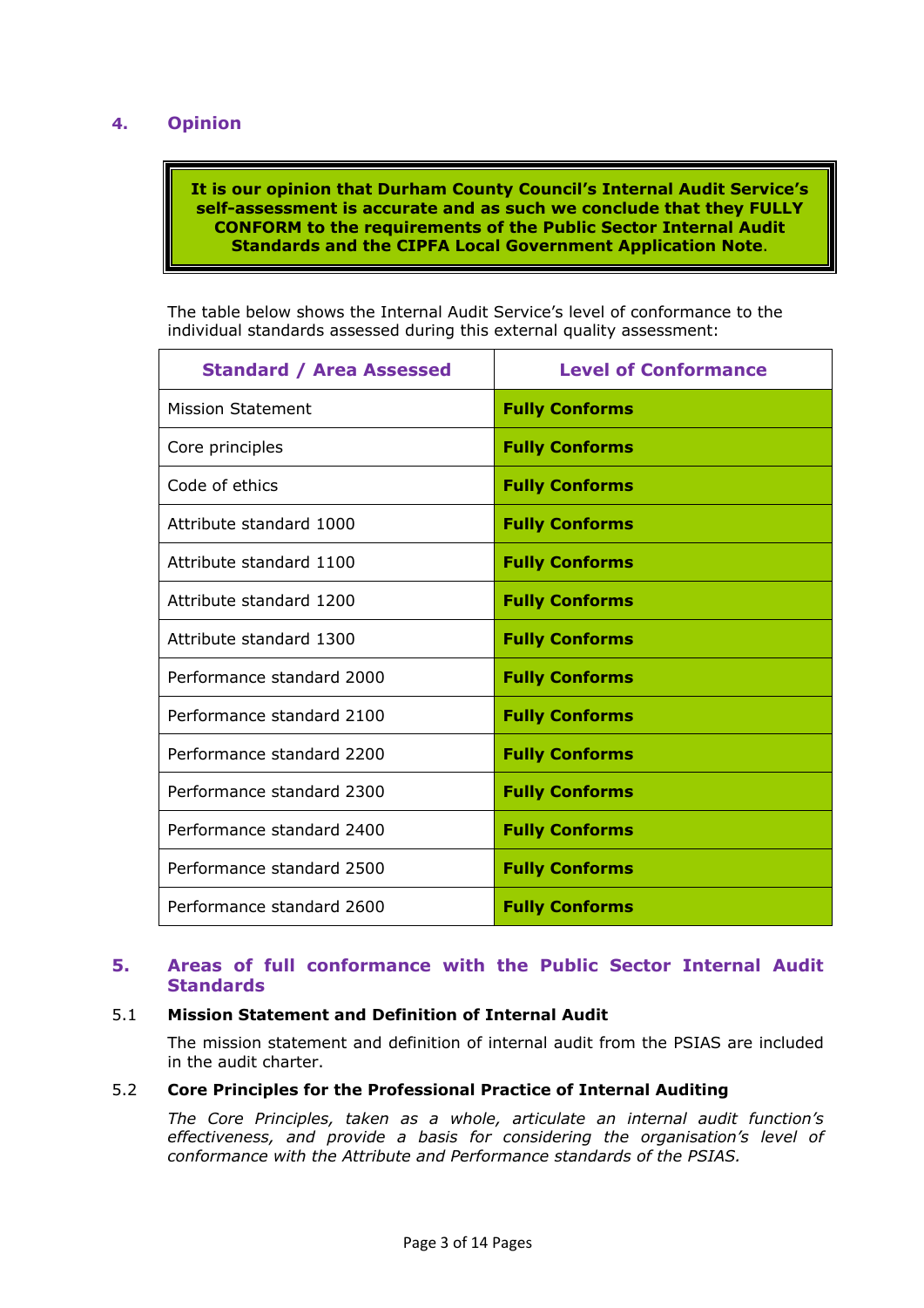## 4. Opinion

**It is our opinion that Durham County Council's Internal Audit Service's self-assessment is accurate and as such we conclude that they FULLY CONFORM to the requirements of the Public Sector Internal Audit Standards and the CIPFA Local Government Application Note**.

The table below shows the Internal Audit Service's level of conformance to the individual standards assessed during this external quality assessment:

| Standard / Area Assessed | Level of Conformance |
| --- | --- |
| Mission Statement | **Fully Conforms** |
| Core principles | **Fully Conforms** |
| Code of ethics | **Fully Conforms** |
| Attribute standard 1000 | **Fully Conforms** |
| Attribute standard 1100 | **Fully Conforms** |
| Attribute standard 1200 | **Fully Conforms** |
| Attribute standard 1300 | **Fully Conforms** |
| Performance standard 2000 | **Fully Conforms** |
| Performance standard 2100 | **Fully Conforms** |
| Performance standard 2200 | **Fully Conforms** |
| Performance standard 2300 | **Fully Conforms** |
| Performance standard 2400 | **Fully Conforms** |
| Performance standard 2500 | **Fully Conforms** |
| Performance standard 2600 | **Fully Conforms** |

## 5. Areas of full conformance with the Public Sector Internal Audit Standards

### 5.1 Mission Statement and Definition of Internal Audit

The mission statement and definition of internal audit from the PSIAS are included in the audit charter.

### 5.2 Core Principles for the Professional Practice of Internal Auditing

*The Core Principles, taken as a whole, articulate an internal audit function's effectiveness, and provide a basis for considering the organisation's level of conformance with the Attribute and Performance standards of the PSIAS.*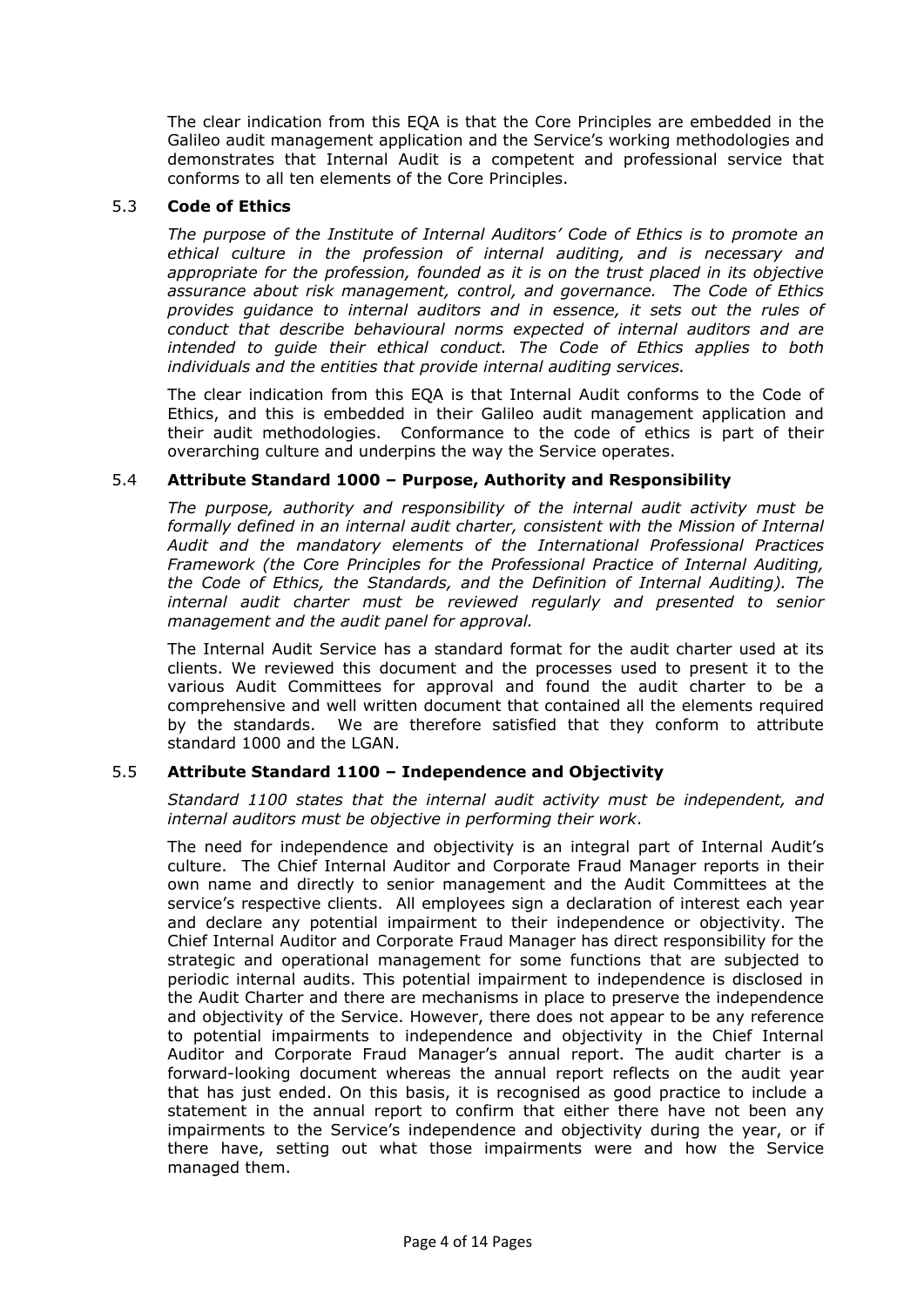The clear indication from this EQA is that the Core Principles are embedded in the Galileo audit management application and the Service's working methodologies and demonstrates that Internal Audit is a competent and professional service that conforms to all ten elements of the Core Principles.

### 5.3 Code of Ethics

*The purpose of the Institute of Internal Auditors' Code of Ethics is to promote an ethical culture in the profession of internal auditing, and is necessary and appropriate for the profession, founded as it is on the trust placed in its objective assurance about risk management, control, and governance. The Code of Ethics provides guidance to internal auditors and in essence, it sets out the rules of conduct that describe behavioural norms expected of internal auditors and are intended to guide their ethical conduct. The Code of Ethics applies to both individuals and the entities that provide internal auditing services.*

The clear indication from this EQA is that Internal Audit conforms to the Code of Ethics, and this is embedded in their Galileo audit management application and their audit methodologies. Conformance to the code of ethics is part of their overarching culture and underpins the way the Service operates.

### 5.4 Attribute Standard 1000 – Purpose, Authority and Responsibility

*The purpose, authority and responsibility of the internal audit activity must be formally defined in an internal audit charter, consistent with the Mission of Internal Audit and the mandatory elements of the International Professional Practices Framework (the Core Principles for the Professional Practice of Internal Auditing, the Code of Ethics, the Standards, and the Definition of Internal Auditing). The internal audit charter must be reviewed regularly and presented to senior management and the audit panel for approval.*

The Internal Audit Service has a standard format for the audit charter used at its clients. We reviewed this document and the processes used to present it to the various Audit Committees for approval and found the audit charter to be a comprehensive and well written document that contained all the elements required by the standards. We are therefore satisfied that they conform to attribute standard 1000 and the LGAN.

### 5.5 Attribute Standard 1100 – Independence and Objectivity

*Standard 1100 states that the internal audit activity must be independent, and internal auditors must be objective in performing their work*.

The need for independence and objectivity is an integral part of Internal Audit's culture. The Chief Internal Auditor and Corporate Fraud Manager reports in their own name and directly to senior management and the Audit Committees at the service's respective clients. All employees sign a declaration of interest each year and declare any potential impairment to their independence or objectivity. The Chief Internal Auditor and Corporate Fraud Manager has direct responsibility for the strategic and operational management for some functions that are subjected to periodic internal audits. This potential impairment to independence is disclosed in the Audit Charter and there are mechanisms in place to preserve the independence and objectivity of the Service. However, there does not appear to be any reference to potential impairments to independence and objectivity in the Chief Internal Auditor and Corporate Fraud Manager's annual report. The audit charter is a forward-looking document whereas the annual report reflects on the audit year that has just ended. On this basis, it is recognised as good practice to include a statement in the annual report to confirm that either there have not been any impairments to the Service's independence and objectivity during the year, or if there have, setting out what those impairments were and how the Service managed them.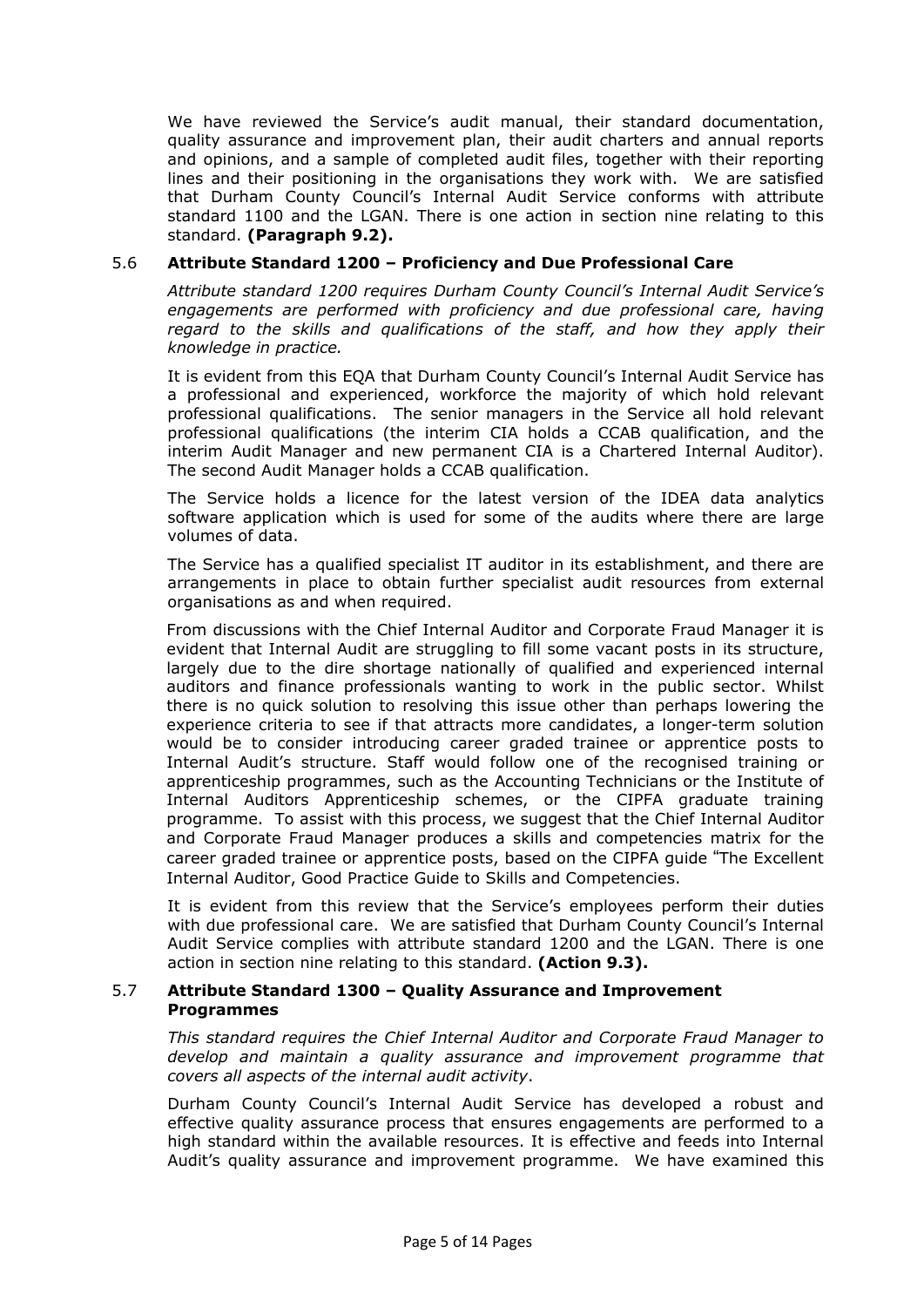We have reviewed the Service's audit manual, their standard documentation, quality assurance and improvement plan, their audit charters and annual reports and opinions, and a sample of completed audit files, together with their reporting lines and their positioning in the organisations they work with. We are satisfied that Durham County Council's Internal Audit Service conforms with attribute standard 1100 and the LGAN. There is one action in section nine relating to this standard. **(Paragraph 9.2).**

### 5.6 Attribute Standard 1200 – Proficiency and Due Professional Care

*Attribute standard 1200 requires Durham County Council's Internal Audit Service's engagements are performed with proficiency and due professional care, having regard to the skills and qualifications of the staff, and how they apply their knowledge in practice.*

It is evident from this EQA that Durham County Council's Internal Audit Service has a professional and experienced, workforce the majority of which hold relevant professional qualifications. The senior managers in the Service all hold relevant professional qualifications (the interim CIA holds a CCAB qualification, and the interim Audit Manager and new permanent CIA is a Chartered Internal Auditor). The second Audit Manager holds a CCAB qualification.

The Service holds a licence for the latest version of the IDEA data analytics software application which is used for some of the audits where there are large volumes of data.

The Service has a qualified specialist IT auditor in its establishment, and there are arrangements in place to obtain further specialist audit resources from external organisations as and when required.

From discussions with the Chief Internal Auditor and Corporate Fraud Manager it is evident that Internal Audit are struggling to fill some vacant posts in its structure, largely due to the dire shortage nationally of qualified and experienced internal auditors and finance professionals wanting to work in the public sector. Whilst there is no quick solution to resolving this issue other than perhaps lowering the experience criteria to see if that attracts more candidates, a longer-term solution would be to consider introducing career graded trainee or apprentice posts to Internal Audit's structure. Staff would follow one of the recognised training or apprenticeship programmes, such as the Accounting Technicians or the Institute of Internal Auditors Apprenticeship schemes, or the CIPFA graduate training programme. To assist with this process, we suggest that the Chief Internal Auditor and Corporate Fraud Manager produces a skills and competencies matrix for the career graded trainee or apprentice posts, based on the CIPFA guide "The Excellent Internal Auditor, Good Practice Guide to Skills and Competencies.

It is evident from this review that the Service's employees perform their duties with due professional care. We are satisfied that Durham County Council's Internal Audit Service complies with attribute standard 1200 and the LGAN. There is one action in section nine relating to this standard. **(Action 9.3).**

### 5.7 Attribute Standard 1300 – Quality Assurance and Improvement Programmes

*This standard requires the Chief Internal Auditor and Corporate Fraud Manager to develop and maintain a quality assurance and improvement programme that covers all aspects of the internal audit activity*.

Durham County Council's Internal Audit Service has developed a robust and effective quality assurance process that ensures engagements are performed to a high standard within the available resources. It is effective and feeds into Internal Audit's quality assurance and improvement programme. We have examined this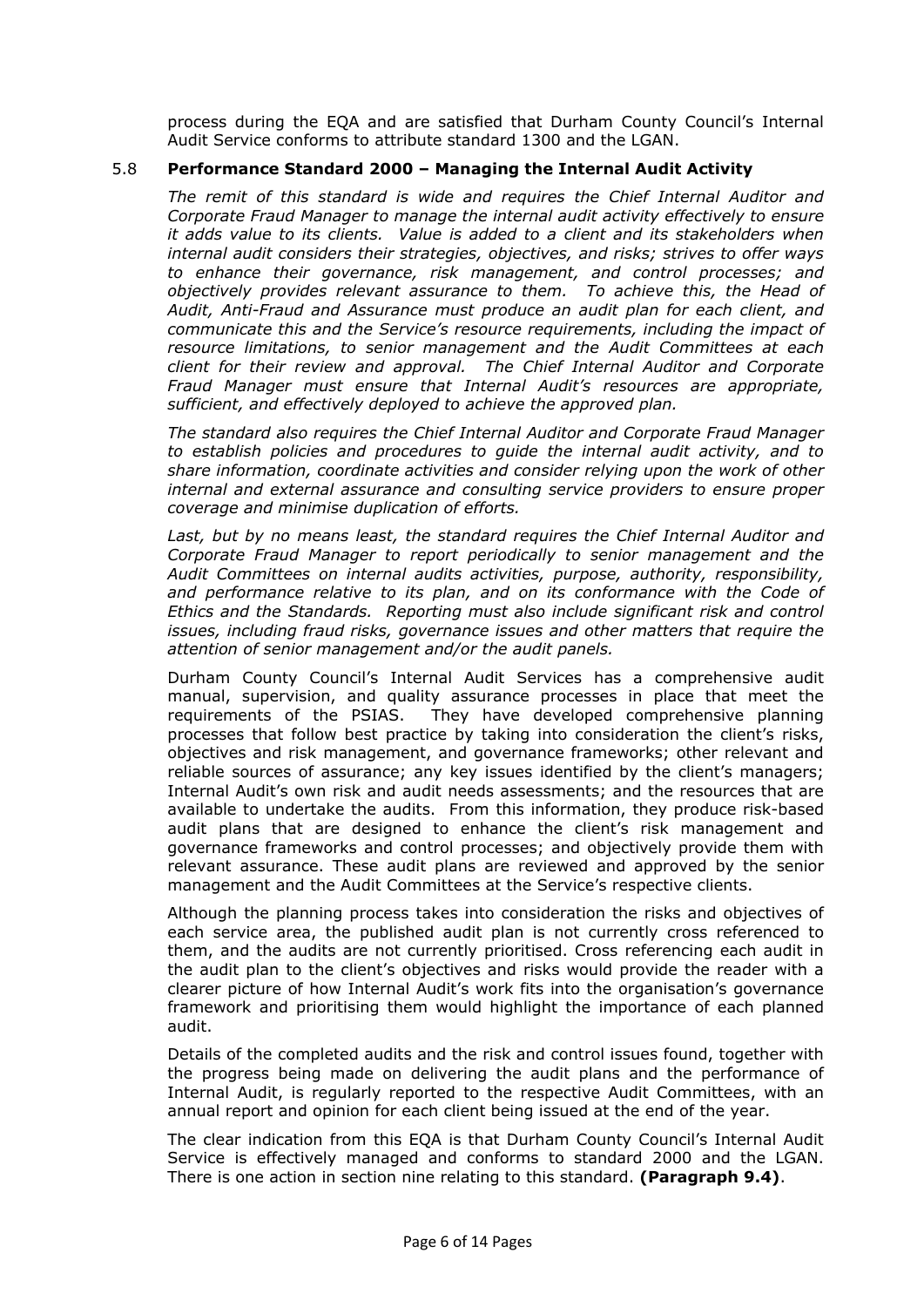process during the EQA and are satisfied that Durham County Council's Internal Audit Service conforms to attribute standard 1300 and the LGAN.

### 5.8 Performance Standard 2000 – Managing the Internal Audit Activity

*The remit of this standard is wide and requires the Chief Internal Auditor and Corporate Fraud Manager to manage the internal audit activity effectively to ensure it adds value to its clients. Value is added to a client and its stakeholders when internal audit considers their strategies, objectives, and risks; strives to offer ways to enhance their governance, risk management, and control processes; and objectively provides relevant assurance to them. To achieve this, the Head of Audit, Anti-Fraud and Assurance must produce an audit plan for each client, and communicate this and the Service's resource requirements, including the impact of resource limitations, to senior management and the Audit Committees at each client for their review and approval. The Chief Internal Auditor and Corporate Fraud Manager must ensure that Internal Audit's resources are appropriate, sufficient, and effectively deployed to achieve the approved plan.*

*The standard also requires the Chief Internal Auditor and Corporate Fraud Manager to establish policies and procedures to guide the internal audit activity, and to share information, coordinate activities and consider relying upon the work of other internal and external assurance and consulting service providers to ensure proper coverage and minimise duplication of efforts.*

*Last, but by no means least, the standard requires the Chief Internal Auditor and Corporate Fraud Manager to report periodically to senior management and the Audit Committees on internal audits activities, purpose, authority, responsibility, and performance relative to its plan, and on its conformance with the Code of Ethics and the Standards. Reporting must also include significant risk and control issues, including fraud risks, governance issues and other matters that require the attention of senior management and/or the audit panels.*

Durham County Council's Internal Audit Services has a comprehensive audit manual, supervision, and quality assurance processes in place that meet the requirements of the PSIAS. They have developed comprehensive planning processes that follow best practice by taking into consideration the client's risks, objectives and risk management, and governance frameworks; other relevant and reliable sources of assurance; any key issues identified by the client's managers; Internal Audit's own risk and audit needs assessments; and the resources that are available to undertake the audits. From this information, they produce risk-based audit plans that are designed to enhance the client's risk management and governance frameworks and control processes; and objectively provide them with relevant assurance. These audit plans are reviewed and approved by the senior management and the Audit Committees at the Service's respective clients.

Although the planning process takes into consideration the risks and objectives of each service area, the published audit plan is not currently cross referenced to them, and the audits are not currently prioritised. Cross referencing each audit in the audit plan to the client's objectives and risks would provide the reader with a clearer picture of how Internal Audit's work fits into the organisation's governance framework and prioritising them would highlight the importance of each planned audit.

Details of the completed audits and the risk and control issues found, together with the progress being made on delivering the audit plans and the performance of Internal Audit, is regularly reported to the respective Audit Committees, with an annual report and opinion for each client being issued at the end of the year.

The clear indication from this EQA is that Durham County Council's Internal Audit Service is effectively managed and conforms to standard 2000 and the LGAN. There is one action in section nine relating to this standard. **(Paragraph 9.4)**.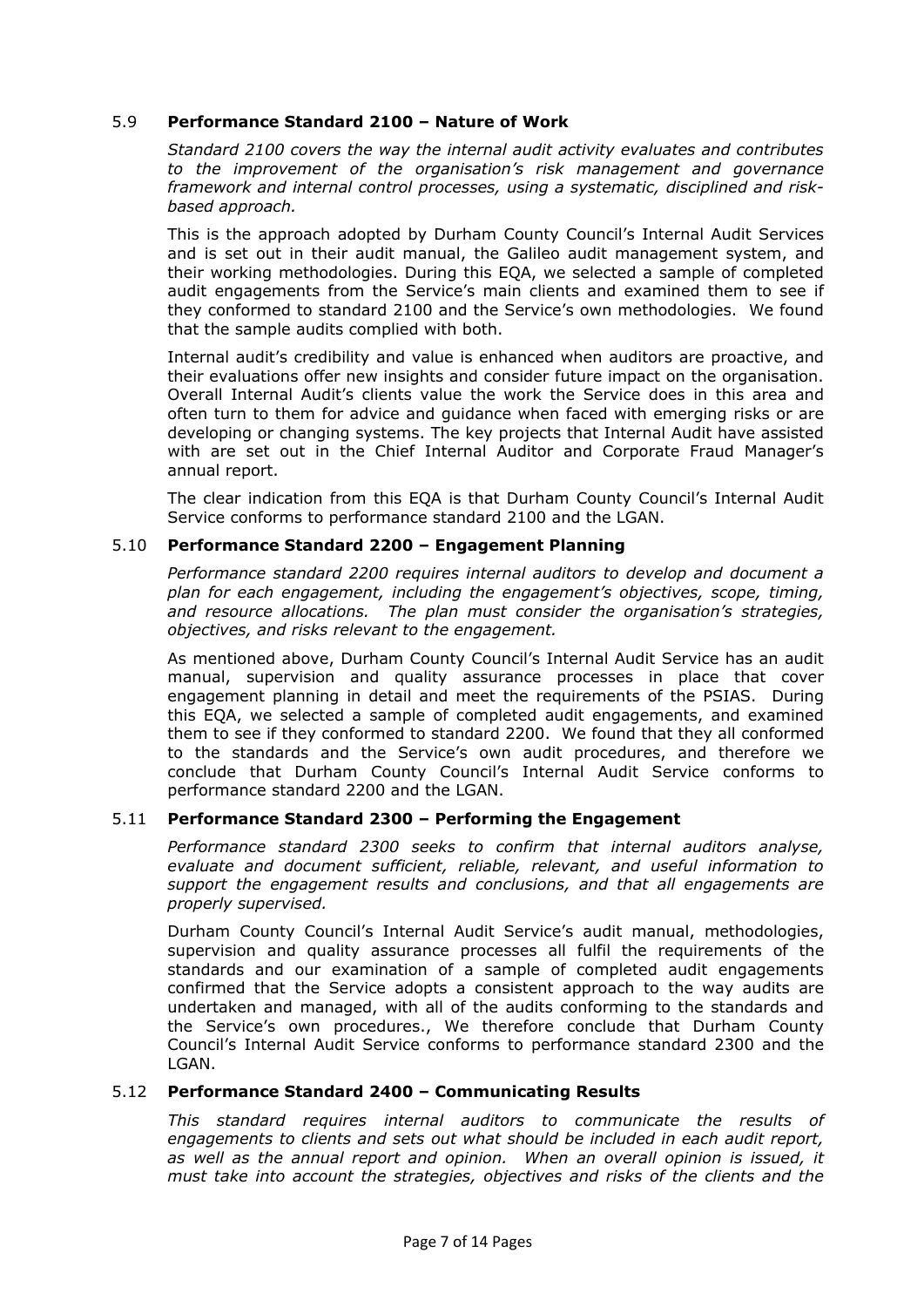### 5.9 **Performance Standard 2100 – Nature of Work**

*Standard 2100 covers the way the internal audit activity evaluates and contributes to the improvement of the organisation's risk management and governance framework and internal control processes, using a systematic, disciplined and risk-based approach.*

This is the approach adopted by Durham County Council's Internal Audit Services and is set out in their audit manual, the Galileo audit management system, and their working methodologies. During this EQA, we selected a sample of completed audit engagements from the Service's main clients and examined them to see if they conformed to standard 2100 and the Service's own methodologies. We found that the sample audits complied with both.

Internal audit's credibility and value is enhanced when auditors are proactive, and their evaluations offer new insights and consider future impact on the organisation. Overall Internal Audit's clients value the work the Service does in this area and often turn to them for advice and guidance when faced with emerging risks or are developing or changing systems. The key projects that Internal Audit have assisted with are set out in the Chief Internal Auditor and Corporate Fraud Manager's annual report.

The clear indication from this EQA is that Durham County Council's Internal Audit Service conforms to performance standard 2100 and the LGAN.

### 5.10 **Performance Standard 2200 – Engagement Planning**

*Performance standard 2200 requires internal auditors to develop and document a plan for each engagement, including the engagement's objectives, scope, timing, and resource allocations. The plan must consider the organisation's strategies, objectives, and risks relevant to the engagement.*

As mentioned above, Durham County Council's Internal Audit Service has an audit manual, supervision and quality assurance processes in place that cover engagement planning in detail and meet the requirements of the PSIAS. During this EQA, we selected a sample of completed audit engagements, and examined them to see if they conformed to standard 2200. We found that they all conformed to the standards and the Service's own audit procedures, and therefore we conclude that Durham County Council's Internal Audit Service conforms to performance standard 2200 and the LGAN.

### 5.11 **Performance Standard 2300 – Performing the Engagement**

*Performance standard 2300 seeks to confirm that internal auditors analyse, evaluate and document sufficient, reliable, relevant, and useful information to support the engagement results and conclusions, and that all engagements are properly supervised.*

Durham County Council's Internal Audit Service's audit manual, methodologies, supervision and quality assurance processes all fulfil the requirements of the standards and our examination of a sample of completed audit engagements confirmed that the Service adopts a consistent approach to the way audits are undertaken and managed, with all of the audits conforming to the standards and the Service's own procedures., We therefore conclude that Durham County Council's Internal Audit Service conforms to performance standard 2300 and the LGAN.

### 5.12 **Performance Standard 2400 – Communicating Results**

*This standard requires internal auditors to communicate the results of engagements to clients and sets out what should be included in each audit report, as well as the annual report and opinion. When an overall opinion is issued, it must take into account the strategies, objectives and risks of the clients and the*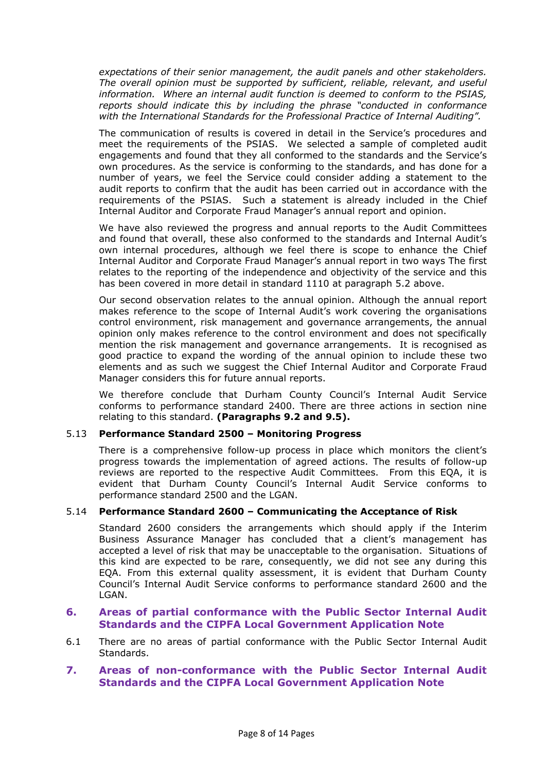*expectations of their senior management, the audit panels and other stakeholders. The overall opinion must be supported by sufficient, reliable, relevant, and useful information. Where an internal audit function is deemed to conform to the PSIAS, reports should indicate this by including the phrase "conducted in conformance with the International Standards for the Professional Practice of Internal Auditing".*

The communication of results is covered in detail in the Service's procedures and meet the requirements of the PSIAS. We selected a sample of completed audit engagements and found that they all conformed to the standards and the Service's own procedures. As the service is conforming to the standards, and has done for a number of years, we feel the Service could consider adding a statement to the audit reports to confirm that the audit has been carried out in accordance with the requirements of the PSIAS. Such a statement is already included in the Chief Internal Auditor and Corporate Fraud Manager's annual report and opinion.

We have also reviewed the progress and annual reports to the Audit Committees and found that overall, these also conformed to the standards and Internal Audit's own internal procedures, although we feel there is scope to enhance the Chief Internal Auditor and Corporate Fraud Manager's annual report in two ways The first relates to the reporting of the independence and objectivity of the service and this has been covered in more detail in standard 1110 at paragraph 5.2 above.

Our second observation relates to the annual opinion. Although the annual report makes reference to the scope of Internal Audit's work covering the organisations control environment, risk management and governance arrangements, the annual opinion only makes reference to the control environment and does not specifically mention the risk management and governance arrangements. It is recognised as good practice to expand the wording of the annual opinion to include these two elements and as such we suggest the Chief Internal Auditor and Corporate Fraud Manager considers this for future annual reports.

We therefore conclude that Durham County Council's Internal Audit Service conforms to performance standard 2400. There are three actions in section nine relating to this standard. **(Paragraphs 9.2 and 9.5).**

5.13 **Performance Standard 2500 – Monitoring Progress**

There is a comprehensive follow-up process in place which monitors the client's progress towards the implementation of agreed actions. The results of follow-up reviews are reported to the respective Audit Committees. From this EQA, it is evident that Durham County Council's Internal Audit Service conforms to performance standard 2500 and the LGAN.

5.14 **Performance Standard 2600 – Communicating the Acceptance of Risk**

Standard 2600 considers the arrangements which should apply if the Interim Business Assurance Manager has concluded that a client's management has accepted a level of risk that may be unacceptable to the organisation. Situations of this kind are expected to be rare, consequently, we did not see any during this EQA. From this external quality assessment, it is evident that Durham County Council's Internal Audit Service conforms to performance standard 2600 and the LGAN.

## 6. Areas of partial conformance with the Public Sector Internal Audit Standards and the CIPFA Local Government Application Note

6.1 There are no areas of partial conformance with the Public Sector Internal Audit Standards.

## 7. Areas of non-conformance with the Public Sector Internal Audit Standards and the CIPFA Local Government Application Note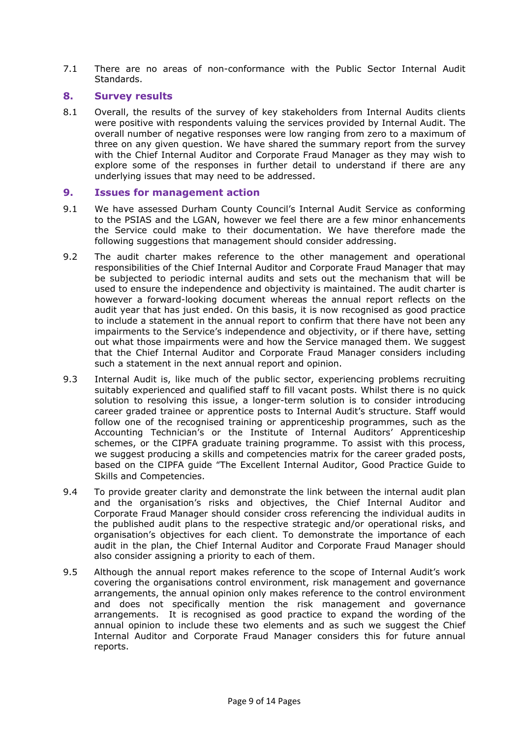7.1 There are no areas of non-conformance with the Public Sector Internal Audit Standards.

## 8. Survey results

8.1 Overall, the results of the survey of key stakeholders from Internal Audits clients were positive with respondents valuing the services provided by Internal Audit. The overall number of negative responses were low ranging from zero to a maximum of three on any given question. We have shared the summary report from the survey with the Chief Internal Auditor and Corporate Fraud Manager as they may wish to explore some of the responses in further detail to understand if there are any underlying issues that may need to be addressed.

## 9. Issues for management action

9.1 We have assessed Durham County Council's Internal Audit Service as conforming to the PSIAS and the LGAN, however we feel there are a few minor enhancements the Service could make to their documentation. We have therefore made the following suggestions that management should consider addressing.

9.2 The audit charter makes reference to the other management and operational responsibilities of the Chief Internal Auditor and Corporate Fraud Manager that may be subjected to periodic internal audits and sets out the mechanism that will be used to ensure the independence and objectivity is maintained. The audit charter is however a forward-looking document whereas the annual report reflects on the audit year that has just ended. On this basis, it is now recognised as good practice to include a statement in the annual report to confirm that there have not been any impairments to the Service's independence and objectivity, or if there have, setting out what those impairments were and how the Service managed them. We suggest that the Chief Internal Auditor and Corporate Fraud Manager considers including such a statement in the next annual report and opinion.

9.3 Internal Audit is, like much of the public sector, experiencing problems recruiting suitably experienced and qualified staff to fill vacant posts. Whilst there is no quick solution to resolving this issue, a longer-term solution is to consider introducing career graded trainee or apprentice posts to Internal Audit's structure. Staff would follow one of the recognised training or apprenticeship programmes, such as the Accounting Technician's or the Institute of Internal Auditors' Apprenticeship schemes, or the CIPFA graduate training programme. To assist with this process, we suggest producing a skills and competencies matrix for the career graded posts, based on the CIPFA guide "The Excellent Internal Auditor, Good Practice Guide to Skills and Competencies.

9.4 To provide greater clarity and demonstrate the link between the internal audit plan and the organisation's risks and objectives, the Chief Internal Auditor and Corporate Fraud Manager should consider cross referencing the individual audits in the published audit plans to the respective strategic and/or operational risks, and organisation's objectives for each client. To demonstrate the importance of each audit in the plan, the Chief Internal Auditor and Corporate Fraud Manager should also consider assigning a priority to each of them.

9.5 Although the annual report makes reference to the scope of Internal Audit's work covering the organisations control environment, risk management and governance arrangements, the annual opinion only makes reference to the control environment and does not specifically mention the risk management and governance arrangements. It is recognised as good practice to expand the wording of the annual opinion to include these two elements and as such we suggest the Chief Internal Auditor and Corporate Fraud Manager considers this for future annual reports.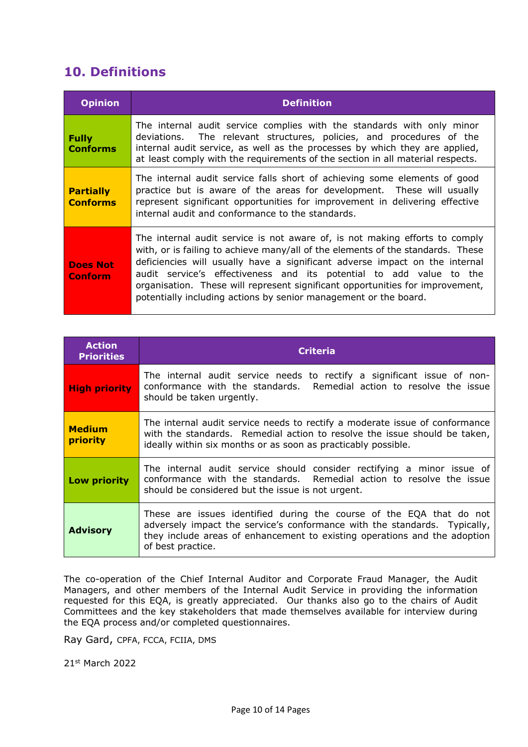## 10. Definitions

| Opinion | Definition |
|---|---|
| **Fully Conforms** | The internal audit service complies with the standards with only minor deviations. The relevant structures, policies, and procedures of the internal audit service, as well as the processes by which they are applied, at least comply with the requirements of the section in all material respects. |
| **Partially Conforms** | The internal audit service falls short of achieving some elements of good practice but is aware of the areas for development. These will usually represent significant opportunities for improvement in delivering effective internal audit and conformance to the standards. |
| **Does Not Conform** | The internal audit service is not aware of, is not making efforts to comply with, or is failing to achieve many/all of the elements of the standards. These deficiencies will usually have a significant adverse impact on the internal audit service's effectiveness and its potential to add value to the organisation. These will represent significant opportunities for improvement, potentially including actions by senior management or the board. |

| Action Priorities | Criteria |
|---|---|
| **High priority** | The internal audit service needs to rectify a significant issue of non-conformance with the standards. Remedial action to resolve the issue should be taken urgently. |
| **Medium priority** | The internal audit service needs to rectify a moderate issue of conformance with the standards. Remedial action to resolve the issue should be taken, ideally within six months or as soon as practicably possible. |
| **Low priority** | The internal audit service should consider rectifying a minor issue of conformance with the standards. Remedial action to resolve the issue should be considered but the issue is not urgent. |
| **Advisory** | These are issues identified during the course of the EQA that do not adversely impact the service's conformance with the standards. Typically, they include areas of enhancement to existing operations and the adoption of best practice. |

The co-operation of the Chief Internal Auditor and Corporate Fraud Manager, the Audit Managers, and other members of the Internal Audit Service in providing the information requested for this EQA, is greatly appreciated. Our thanks also go to the chairs of Audit Committees and the key stakeholders that made themselves available for interview during the EQA process and/or completed questionnaires.

Ray Gard, CPFA, FCCA, FCIIA, DMS

21st March 2022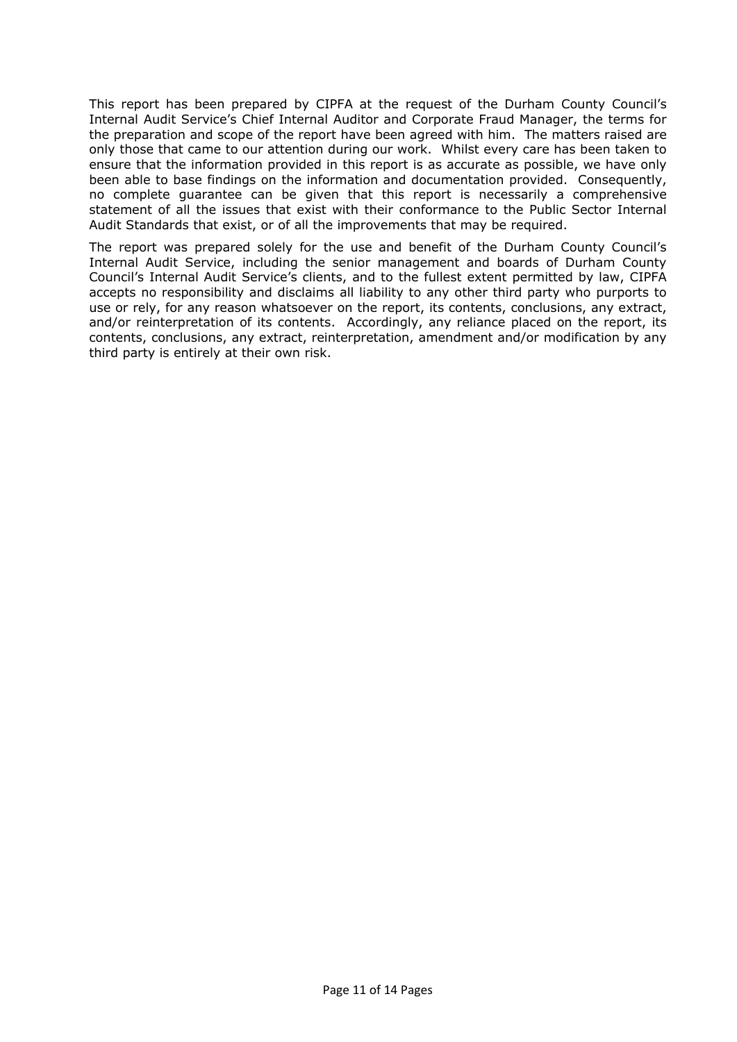This report has been prepared by CIPFA at the request of the Durham County Council's Internal Audit Service's Chief Internal Auditor and Corporate Fraud Manager, the terms for the preparation and scope of the report have been agreed with him. The matters raised are only those that came to our attention during our work. Whilst every care has been taken to ensure that the information provided in this report is as accurate as possible, we have only been able to base findings on the information and documentation provided. Consequently, no complete guarantee can be given that this report is necessarily a comprehensive statement of all the issues that exist with their conformance to the Public Sector Internal Audit Standards that exist, or of all the improvements that may be required.

The report was prepared solely for the use and benefit of the Durham County Council's Internal Audit Service, including the senior management and boards of Durham County Council's Internal Audit Service's clients, and to the fullest extent permitted by law, CIPFA accepts no responsibility and disclaims all liability to any other third party who purports to use or rely, for any reason whatsoever on the report, its contents, conclusions, any extract, and/or reinterpretation of its contents. Accordingly, any reliance placed on the report, its contents, conclusions, any extract, reinterpretation, amendment and/or modification by any third party is entirely at their own risk.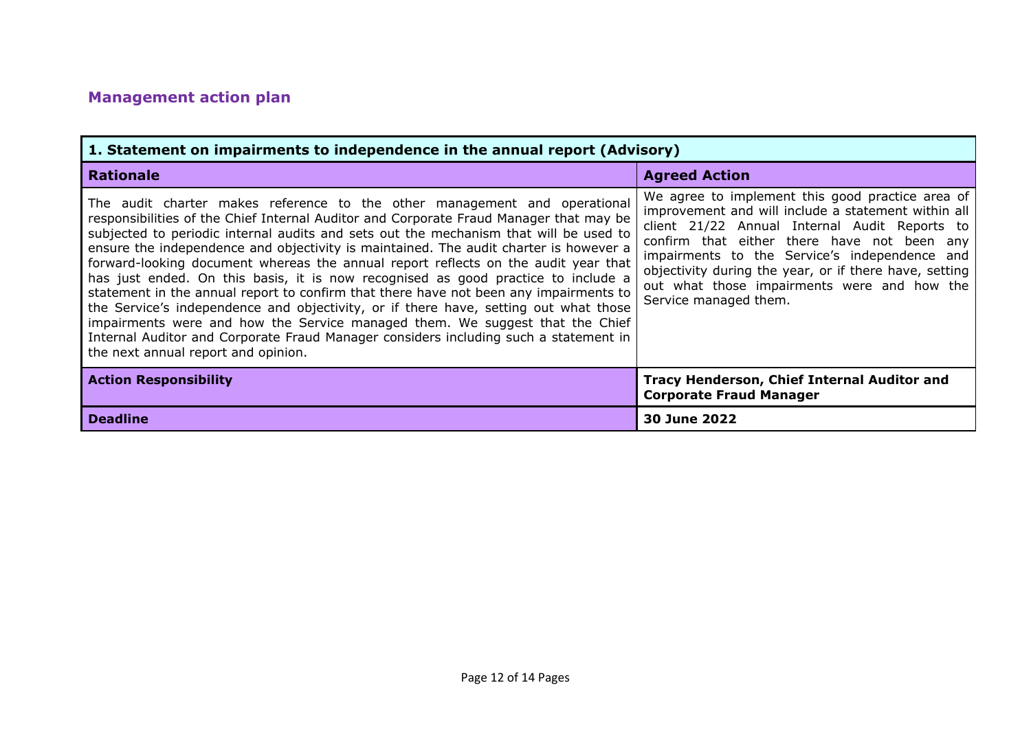## Management action plan

| 1. Statement on impairments to independence in the annual report (Advisory) | |
|---|---|
| **Rationale** | **Agreed Action** |
| The audit charter makes reference to the other management and operational responsibilities of the Chief Internal Auditor and Corporate Fraud Manager that may be subjected to periodic internal audits and sets out the mechanism that will be used to ensure the independence and objectivity is maintained. The audit charter is however a forward-looking document whereas the annual report reflects on the audit year that has just ended. On this basis, it is now recognised as good practice to include a statement in the annual report to confirm that there have not been any impairments to the Service's independence and objectivity, or if there have, setting out what those impairments were and how the Service managed them. We suggest that the Chief Internal Auditor and Corporate Fraud Manager considers including such a statement in the next annual report and opinion. | We agree to implement this good practice area of improvement and will include a statement within all client 21/22 Annual Internal Audit Reports to confirm that either there have not been any impairments to the Service's independence and objectivity during the year, or if there have, setting out what those impairments were and how the Service managed them. |
| **Action Responsibility** | **Tracy Henderson, Chief Internal Auditor and Corporate Fraud Manager** |
| **Deadline** | **30 June 2022** |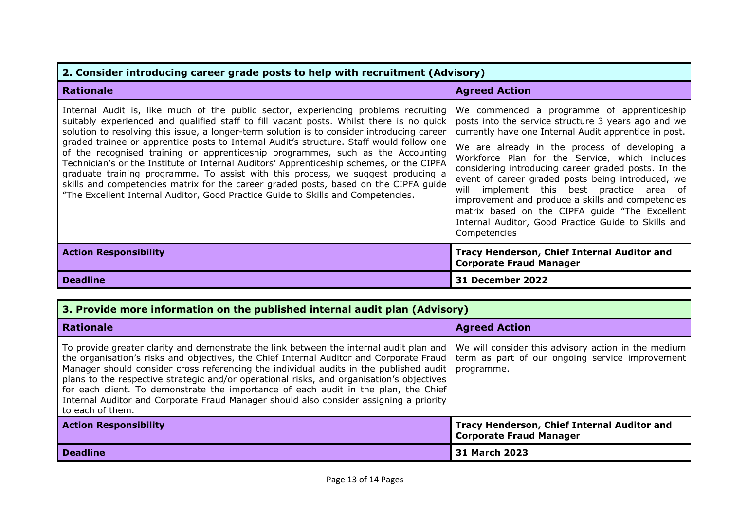| 2. Consider introducing career grade posts to help with recruitment (Advisory) | |
|---|---|
| **Rationale** | **Agreed Action** |
| Internal Audit is, like much of the public sector, experiencing problems recruiting suitably experienced and qualified staff to fill vacant posts. Whilst there is no quick solution to resolving this issue, a longer-term solution is to consider introducing career graded trainee or apprentice posts to Internal Audit's structure. Staff would follow one of the recognised training or apprenticeship programmes, such as the Accounting Technician's or the Institute of Internal Auditors' Apprenticeship schemes, or the CIPFA graduate training programme. To assist with this process, we suggest producing a skills and competencies matrix for the career graded posts, based on the CIPFA guide "The Excellent Internal Auditor, Good Practice Guide to Skills and Competencies. | We commenced a programme of apprenticeship posts into the service structure 3 years ago and we currently have one Internal Audit apprentice in post.<br><br>We are already in the process of developing a Workforce Plan for the Service, which includes considering introducing career graded posts. In the event of career graded posts being introduced, we will implement this best practice area of improvement and produce a skills and competencies matrix based on the CIPFA guide "The Excellent Internal Auditor, Good Practice Guide to Skills and Competencies |
| **Action Responsibility** | **Tracy Henderson, Chief Internal Auditor and Corporate Fraud Manager** |
| **Deadline** | **31 December 2022** |

| 3. Provide more information on the published internal audit plan (Advisory) | |
|---|---|
| **Rationale** | **Agreed Action** |
| To provide greater clarity and demonstrate the link between the internal audit plan and the organisation's risks and objectives, the Chief Internal Auditor and Corporate Fraud Manager should consider cross referencing the individual audits in the published audit plans to the respective strategic and/or operational risks, and organisation's objectives for each client. To demonstrate the importance of each audit in the plan, the Chief Internal Auditor and Corporate Fraud Manager should also consider assigning a priority to each of them. | We will consider this advisory action in the medium term as part of our ongoing service improvement programme. |
| **Action Responsibility** | **Tracy Henderson, Chief Internal Auditor and Corporate Fraud Manager** |
| **Deadline** | **31 March 2023** |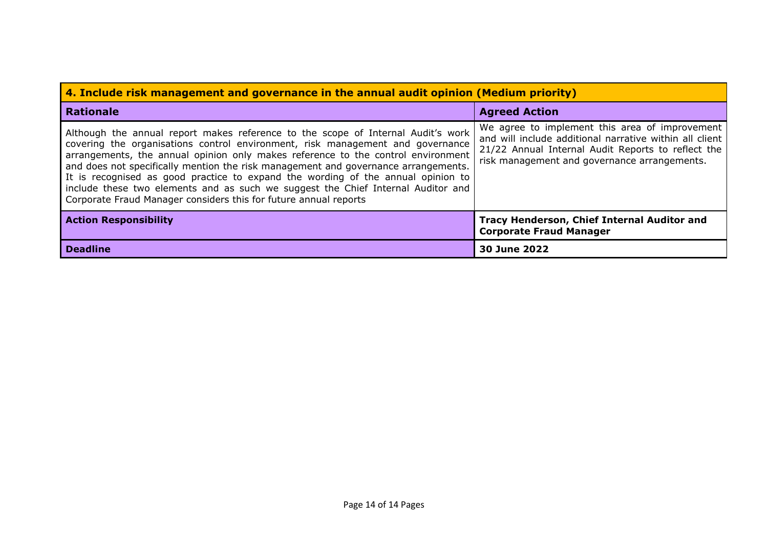| 4. Include risk management and governance in the annual audit opinion (Medium priority) | |
|---|---|
| **Rationale** | **Agreed Action** |
| Although the annual report makes reference to the scope of Internal Audit's work covering the organisations control environment, risk management and governance arrangements, the annual opinion only makes reference to the control environment and does not specifically mention the risk management and governance arrangements. It is recognised as good practice to expand the wording of the annual opinion to include these two elements and as such we suggest the Chief Internal Auditor and Corporate Fraud Manager considers this for future annual reports | We agree to implement this area of improvement and will include additional narrative within all client 21/22 Annual Internal Audit Reports to reflect the risk management and governance arrangements. |
| **Action Responsibility** | **Tracy Henderson, Chief Internal Auditor and Corporate Fraud Manager** |
| **Deadline** | **30 June 2022** |